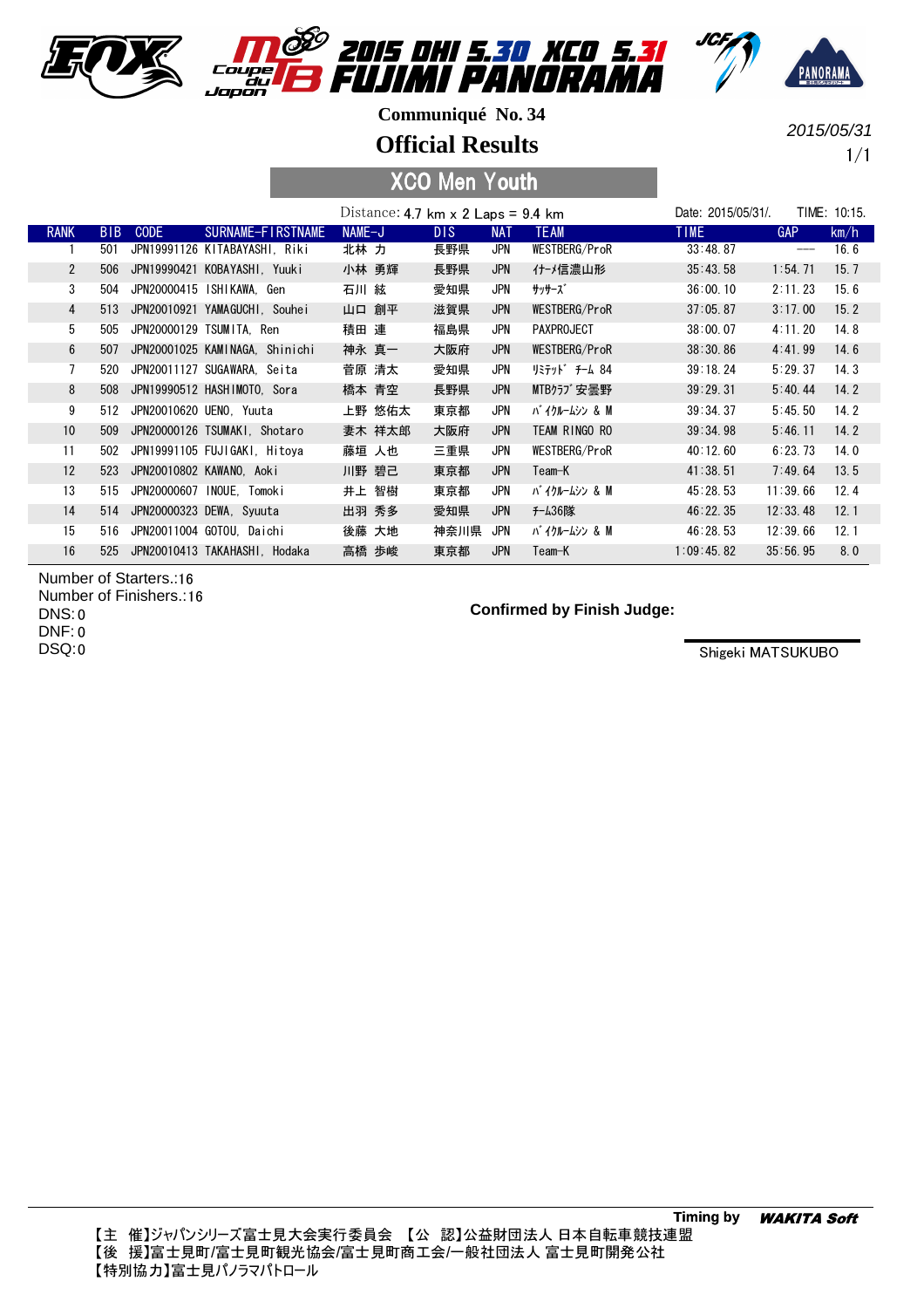# 2015 DHI 5.30 XCO 5.31 FUJIMI PANORAMA

Coupe du Japon

**Communiqué No. 34**

## Official Results

2015/05/31

### XCO Men Youth

Distance: 4.7 km x 2 Laps = 9.4 km

Date: 2015/05/31/. TIME: 10:15.

| RANK | BIB | CODE | SURNAME-FIRSTNAME | NAME-J | DIS | NAT | TEAM | TIME | GAP | km/h |
|---|---|---|---|---|---|---|---|---|---|---|
| 1 | 501 | JPN19991126 | KITABAYASHI, Riki | 北林 力 | 長野県 | JPN | WESTBERG/ProR | 33:48.87 | --- | 16.6 |
| 2 | 506 | JPN19990421 | KOBAYASHI, Yuuki | 小林 勇輝 | 長野県 | JPN | ｲﾅｰﾒ信濃山形 | 35:43.58 | 1:54.71 | 15.7 |
| 3 | 504 | JPN20000415 | ISHIKAWA, Gen | 石川 絃 | 愛知県 | JPN | ｻｯｻｰｽﾞ | 36:00.10 | 2:11.23 | 15.6 |
| 4 | 513 | JPN20010921 | YAMAGUCHI, Souhei | 山口 創平 | 滋賀県 | JPN | WESTBERG/ProR | 37:05.87 | 3:17.00 | 15.2 |
| 5 | 505 | JPN20000129 | TSUMITA, Ren | 積田 連 | 福島県 | JPN | PAXPROJECT | 38:00.07 | 4:11.20 | 14.8 |
| 6 | 507 | JPN20001025 | KAMINAGA, Shinichi | 神永 真一 | 大阪府 | JPN | WESTBERG/ProR | 38:30.86 | 4:41.99 | 14.6 |
| 7 | 520 | JPN20011127 | SUGAWARA, Seita | 菅原 清太 | 愛知県 | JPN | ﾘﾐﾃｯﾄﾞ ﾁｰﾑ 84 | 39:18.24 | 5:29.37 | 14.3 |
| 8 | 508 | JPN19990512 | HASHIMOTO, Sora | 橋本 青空 | 長野県 | JPN | MTBｸﾗﾌﾞ安曇野 | 39:29.31 | 5:40.44 | 14.2 |
| 9 | 512 | JPN20010620 | UENO, Yuuta | 上野 悠佑太 | 東京都 | JPN | ﾊﾞｲｸﾙｰﾑｼﾝ & M | 39:34.37 | 5:45.50 | 14.2 |
| 10 | 509 | JPN20000126 | TSUMAKI, Shotaro | 妻木 祥太郎 | 大阪府 | JPN | TEAM RINGO RO | 39:34.98 | 5:46.11 | 14.2 |
| 11 | 502 | JPN19991105 | FUJIGAKI, Hitoya | 藤垣 人也 | 三重県 | JPN | WESTBERG/ProR | 40:12.60 | 6:23.73 | 14.0 |
| 12 | 523 | JPN20010802 | KAWANO, Aoki | 川野 碧己 | 東京都 | JPN | Team-K | 41:38.51 | 7:49.64 | 13.5 |
| 13 | 515 | JPN20000607 | INOUE, Tomoki | 井上 智樹 | 東京都 | JPN | ﾊﾞｲｸﾙｰﾑｼﾝ & M | 45:28.53 | 11:39.66 | 12.4 |
| 14 | 514 | JPN20000323 | DEWA, Syuuta | 出羽 秀多 | 愛知県 | JPN | ﾁｰﾑ36隊 | 46:22.35 | 12:33.48 | 12.1 |
| 15 | 516 | JPN20011004 | GOTOU, Daichi | 後藤 大地 | 神奈川県 | JPN | ﾊﾞｲｸﾙｰﾑｼﾝ & M | 46:28.53 | 12:39.66 | 12.1 |
| 16 | 525 | JPN20010413 | TAKAHASHI, Hodaka | 高橋 歩峻 | 東京都 | JPN | Team-K | 1:09:45.82 | 35:56.95 | 8.0 |

Number of Starters.:16
Number of Finishers.:16
DNS:0
DNF:0
DSQ:0

**Confirmed by Finish Judge:**

Shigeki MATSUKUBO

Timing by WAKITA Soft

【主 催】ジャパンシリーズ富士見大会実行委員会 【公 認】公益財団法人 日本自転車競技連盟
【後 援】富士見町/富士見町観光協会/富士見町商工会/一般社団法人 富士見町開発公社
【特別協力】富士見パノラマパトロール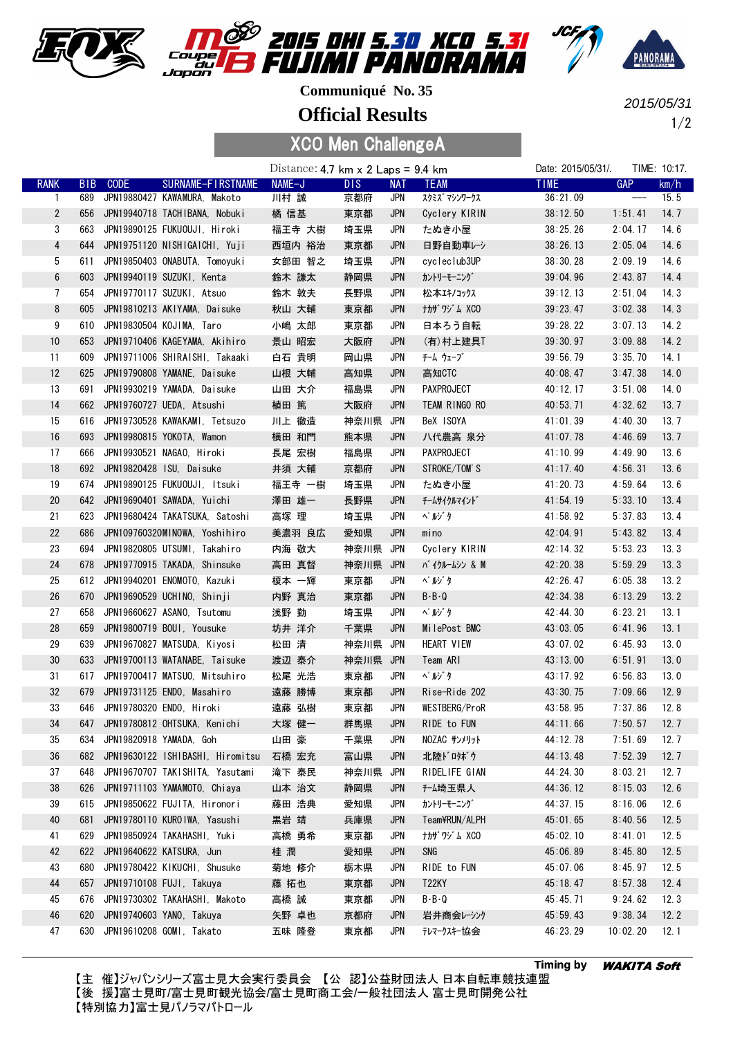# 2015 DHI 5.30 XCO 5.31 FUJIMI PANORAMA

Coupe du Japon

Communiqué No. 35

## Official Results

2015/05/31

### XCO Men ChallengeA

Distance: 4.7 km x 2 Laps = 9.4 km

Date: 2015/05/31/. TIME: 10:17.

| RANK | BIB | CODE | SURNAME-FIRSTNAME | NAME-J | DIS | NAT | TEAM | TIME | GAP | km/h |
|---|---|---|---|---|---|---|---|---|---|---|
| 1 | 689 | JPN19880427 | KAWAMURA, Makoto | 川村 誠 | 京都府 | JPN | ｽｸﾐｽﾞﾏｼﾝﾜｰｸｽ | 36:21.09 | --- | 15.5 |
| 2 | 656 | JPN19940718 | TACHIBANA, Nobuki | 橘 信基 | 東京都 | JPN | Cyclery KIRIN | 38:12.50 | 1:51.41 | 14.7 |
| 3 | 663 | JPN19890125 | FUKUOUJI, Hiroki | 福王寺 大樹 | 埼玉県 | JPN | たぬき小屋 | 38:25.26 | 2:04.17 | 14.6 |
| 4 | 644 | JPN19751120 | NISHIGAICHI, Yuji | 西垣内 裕治 | 東京都 | JPN | 日野自動車ﾚｰｼ | 38:26.13 | 2:05.04 | 14.6 |
| 5 | 611 | JPN19850403 | ONABUTA, Tomoyuki | 女部田 智之 | 埼玉県 | JPN | cycleclub3UP | 38:30.28 | 2:09.19 | 14.6 |
| 6 | 603 | JPN19940119 | SUZUKI, Kenta | 鈴木 謙太 | 静岡県 | JPN | ｶﾝﾄﾘｰﾓｰﾆﾝｸﾞ | 39:04.96 | 2:43.87 | 14.4 |
| 7 | 654 | JPN19770117 | SUZUKI, Atsuo | 鈴木 敦夫 | 長野県 | JPN | 松本ｴｷﾉｺｯｸｽ | 39:12.13 | 2:51.04 | 14.3 |
| 8 | 605 | JPN19810213 | AKIYAMA, Daisuke | 秋山 大輔 | 東京都 | JPN | ﾅｶｻﾞﾜｼﾞﾑ XCO | 39:23.47 | 3:02.38 | 14.3 |
| 9 | 610 | JPN19830504 | KOJIMA, Taro | 小嶋 太郎 | 東京都 | JPN | 日本ろう自転 | 39:28.22 | 3:07.13 | 14.2 |
| 10 | 653 | JPN19710406 | KAGEYAMA, Akihiro | 景山 昭宏 | 大阪府 | JPN | (有)村上建具T | 39:30.97 | 3:09.88 | 14.2 |
| 11 | 609 | JPN19711006 | SHIRAISHI, Takaaki | 白石 貴明 | 岡山県 | JPN | ﾁｰﾑ ｳｪｰﾌﾞ | 39:56.79 | 3:35.70 | 14.1 |
| 12 | 625 | JPN19790808 | YAMANE, Daisuke | 山根 大輔 | 高知県 | JPN | 高知CTC | 40:08.47 | 3:47.38 | 14.0 |
| 13 | 691 | JPN19930219 | YAMADA, Daisuke | 山田 大介 | 福島県 | JPN | PAXPROJECT | 40:12.17 | 3:51.08 | 14.0 |
| 14 | 662 | JPN19760727 | UEDA, Atsushi | 植田 篤 | 大阪府 | JPN | TEAM RINGO RO | 40:53.71 | 4:32.62 | 13.7 |
| 15 | 616 | JPN19730528 | KAWAKAMI, Tetsuzo | 川上 徹造 | 神奈川県 | JPN | BeX ISOYA | 41:01.39 | 4:40.30 | 13.7 |
| 16 | 693 | JPN19980815 | YOKOTA, Wamon | 横田 和門 | 熊本県 | JPN | 八代農高 泉分 | 41:07.78 | 4:46.69 | 13.7 |
| 17 | 666 | JPN19930521 | NAGAO, Hiroki | 長尾 宏樹 | 福島県 | JPN | PAXPROJECT | 41:10.99 | 4:49.90 | 13.6 |
| 18 | 692 | JPN19820428 | ISU, Daisuke | 井須 大輔 | 京都府 | JPN | STROKE/TOM'S | 41:17.40 | 4:56.31 | 13.6 |
| 19 | 674 | JPN19890125 | FUKUOUJI, Itsuki | 福王寺 一樹 | 埼玉県 | JPN | たぬき小屋 | 41:20.73 | 4:59.64 | 13.6 |
| 20 | 642 | JPN19690401 | SAWADA, Yuichi | 澤田 雄一 | 長野県 | JPN | ﾁｰﾑｻｲｸﾙﾏｲﾝﾄﾞ | 41:54.19 | 5:33.10 | 13.4 |
| 21 | 623 | JPN19680424 | TAKATSUKA, Satoshi | 高塚 理 | 埼玉県 | JPN | ﾍﾟﾙｼﾞﾀ | 41:58.92 | 5:37.83 | 13.4 |
| 22 | 686 | JPN109760320 | MINOWA, Yoshihiro | 美濃羽 良広 | 愛知県 | JPN | mino | 42:04.91 | 5:43.82 | 13.4 |
| 23 | 694 | JPN19820805 | UTSUMI, Takahiro | 内海 敬大 | 神奈川県 | JPN | Cyclery KIRIN | 42:14.32 | 5:53.23 | 13.3 |
| 24 | 678 | JPN19770915 | TAKADA, Shinsuke | 高田 真督 | 神奈川県 | JPN | ﾊﾞｲｸﾙｰﾑｼﾝ & M | 42:20.38 | 5:59.29 | 13.3 |
| 25 | 612 | JPN19940201 | ENOMOTO, Kazuki | 榎本 一輝 | 東京都 | JPN | ﾍﾟﾙｼﾞﾀ | 42:26.47 | 6:05.38 | 13.2 |
| 26 | 670 | JPN19690529 | UCHINO, Shinji | 内野 真治 | 東京都 | JPN | B-B-Q | 42:34.38 | 6:13.29 | 13.2 |
| 27 | 658 | JPN19660627 | ASANO, Tsutomu | 浅野 勤 | 埼玉県 | JPN | ﾍﾟﾙｼﾞﾀ | 42:44.30 | 6:23.21 | 13.1 |
| 28 | 659 | JPN19800719 | BOUI, Yousuke | 坊井 洋介 | 千葉県 | JPN | MilePost BMC | 43:03.05 | 6:41.96 | 13.1 |
| 29 | 639 | JPN19670827 | MATSUDA, Kiyosi | 松田 清 | 神奈川県 | JPN | HEART VIEW | 43:07.02 | 6:45.93 | 13.0 |
| 30 | 633 | JPN19700113 | WATANABE, Taisuke | 渡辺 泰介 | 神奈川県 | JPN | Team ARI | 43:13.00 | 6:51.91 | 13.0 |
| 31 | 617 | JPN19700417 | MATSUO, Mitsuhiro | 松尾 光浩 | 東京都 | JPN | ﾍﾟﾙｼﾞﾀ | 43:17.92 | 6:56.83 | 13.0 |
| 32 | 679 | JPN19731125 | ENDO, Masahiro | 遠藤 勝博 | 東京都 | JPN | Rise-Ride 202 | 43:30.75 | 7:09.66 | 12.9 |
| 33 | 646 | JPN19780320 | ENDO, Hiroki | 遠藤 弘樹 | 東京都 | JPN | WESTBERG/ProR | 43:58.95 | 7:37.86 | 12.8 |
| 34 | 647 | JPN19780812 | OHTSUKA, Kenichi | 大塚 健一 | 群馬県 | JPN | RIDE to FUN | 44:11.66 | 7:50.57 | 12.7 |
| 35 | 634 | JPN19820918 | YAMADA, Goh | 山田 豪 | 千葉県 | JPN | NOZAC ｻﾝﾒﾘｯﾄ | 44:12.78 | 7:51.69 | 12.7 |
| 36 | 682 | JPN19630122 | ISHIBASHI, Hiromitsu | 石橋 宏充 | 富山県 | JPN | 北陸ﾄﾞﾛﾀﾎﾞｳ | 44:13.48 | 7:52.39 | 12.7 |
| 37 | 648 | JPN19670707 | TAKISHITA, Yasutami | 滝下 泰民 | 神奈川県 | JPN | RIDELIFE GIAN | 44:24.30 | 8:03.21 | 12.7 |
| 38 | 626 | JPN19711103 | YAMAMOTO, Chiaya | 山本 治文 | 静岡県 | JPN | ﾁｰﾑ埼玉県人 | 44:36.12 | 8:15.03 | 12.6 |
| 39 | 615 | JPN19850622 | FUJITA, Hironori | 藤田 浩典 | 愛知県 | JPN | ｶﾝﾄﾘｰﾓｰﾆﾝｸﾞ | 44:37.15 | 8:16.06 | 12.6 |
| 40 | 681 | JPN19780110 | KUROIWA, Yasushi | 黒岩 靖 | 兵庫県 | JPN | Team¥RUN/ALPH | 45:01.65 | 8:40.56 | 12.5 |
| 41 | 629 | JPN19850924 | TAKAHASHI, Yuki | 高橋 勇希 | 東京都 | JPN | ﾅｶｻﾞﾜｼﾞﾑ XCO | 45:02.10 | 8:41.01 | 12.5 |
| 42 | 622 | JPN19640622 | KATSURA, Jun | 桂 潤 | 愛知県 | JPN | SNG | 45:06.89 | 8:45.80 | 12.5 |
| 43 | 680 | JPN19780422 | KIKUCHI, Shusuke | 菊地 修介 | 栃木県 | JPN | RIDE to FUN | 45:07.06 | 8:45.97 | 12.5 |
| 44 | 657 | JPN19710108 | FUJI, Takuya | 藤 拓也 | 東京都 | JPN | T22KY | 45:18.47 | 8:57.38 | 12.4 |
| 45 | 676 | JPN19730302 | TAKAHASHI, Makoto | 高橋 誠 | 東京都 | JPN | B-B-Q | 45:45.71 | 9:24.62 | 12.3 |
| 46 | 620 | JPN19740603 | YANO, Takuya | 矢野 卓也 | 京都府 | JPN | 岩井商会ﾚｰｼﾝｸﾞ | 45:59.43 | 9:38.34 | 12.2 |
| 47 | 630 | JPN19610208 | GOMI, Takato | 五味 隆登 | 東京都 | JPN | ﾃﾚﾏｰｸｽｷｰ協会 | 46:23.29 | 10:02.20 | 12.1 |

Timing by ***WAKITA Soft***

【主 催】ジャパンシリーズ富士見大会実行委員会 【公 認】公益財団法人 日本自転車競技連盟
【後 援】富士見町/富士見町観光協会/富士見町商工会/一般社団法人 富士見町開発公社
【特別協力】富士見パノラマパトロール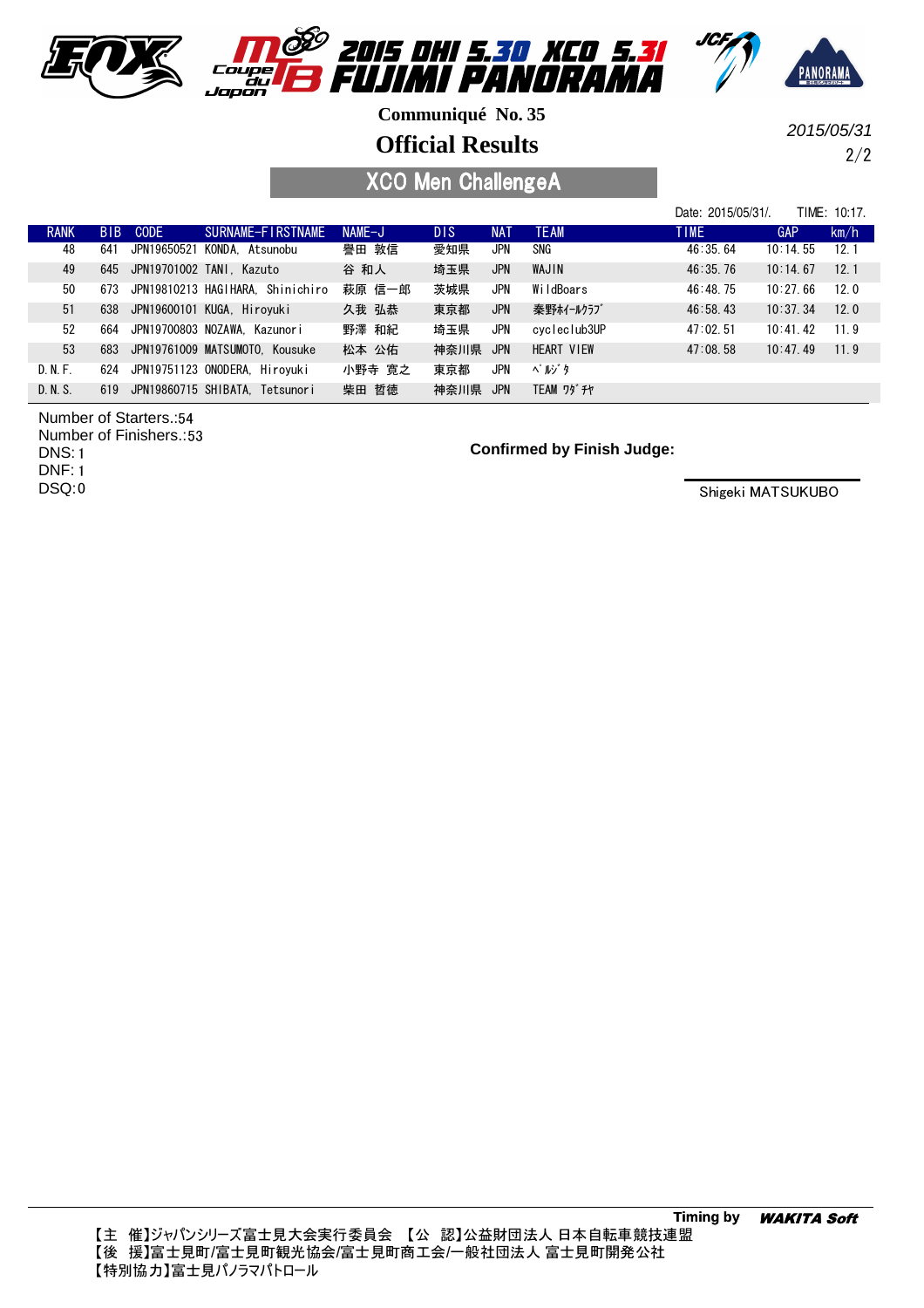2015 DHI 5.30 XCO 5.31 FUJIMI PANORAMA

Communiqué No. 35

# Official Results

2015/05/31

## XCO Men ChallengeA

Date: 2015/05/31/. TIME: 10:17.

| RANK | BIB | CODE | SURNAME-FIRSTNAME | NAME-J | DIS | NAT | TEAM | TIME | GAP | km/h |
|---|---|---|---|---|---|---|---|---|---|---|
| 48 | 641 | JPN19650521 | KONDA, Atsunobu | 譽田 敦信 | 愛知県 | JPN | SNG | 46:35.64 | 10:14.55 | 12.1 |
| 49 | 645 | JPN19701002 | TANI, Kazuto | 谷 和人 | 埼玉県 | JPN | WAJIN | 46:35.76 | 10:14.67 | 12.1 |
| 50 | 673 | JPN19810213 | HAGIHARA, Shinichiro | 萩原 信一郎 | 茨城県 | JPN | WildBoars | 46:48.75 | 10:27.66 | 12.0 |
| 51 | 638 | JPN19600101 | KUGA, Hiroyuki | 久我 弘恭 | 東京都 | JPN | 秦野ﾎｲｰﾙｸﾗﾌﾞ | 46:58.43 | 10:37.34 | 12.0 |
| 52 | 664 | JPN19700803 | NOZAWA, Kazunori | 野澤 和紀 | 埼玉県 | JPN | cycleclub3UP | 47:02.51 | 10:41.42 | 11.9 |
| 53 | 683 | JPN19761009 | MATSUMOTO, Kousuke | 松本 公佑 | 神奈川県 | JPN | HEART VIEW | 47:08.58 | 10:47.49 | 11.9 |
| D.N.F. | 624 | JPN19751123 | ONODERA, Hiroyuki | 小野寺 寛之 | 東京都 | JPN | ﾍﾞﾙｼﾞﾀ | | | |
| D.N.S. | 619 | JPN19860715 | SHIBATA, Tetsunori | 柴田 哲徳 | 神奈川県 | JPN | TEAM ﾜﾀﾞﾁﾔ | | | |

Number of Starters.:54
Number of Finishers.:53
DNS:1
DNF:1
DSQ:0

**Confirmed by Finish Judge:**

Shigeki MATSUKUBO

Timing by WAKITA Soft

【主 催】ジャパンシリーズ富士見大会実行委員会 【公 認】公益財団法人 日本自転車競技連盟
【後 援】富士見町/富士見町観光協会/富士見町商工会/一般社団法人 富士見町開発公社
【特別協力】富士見パノラマパトロール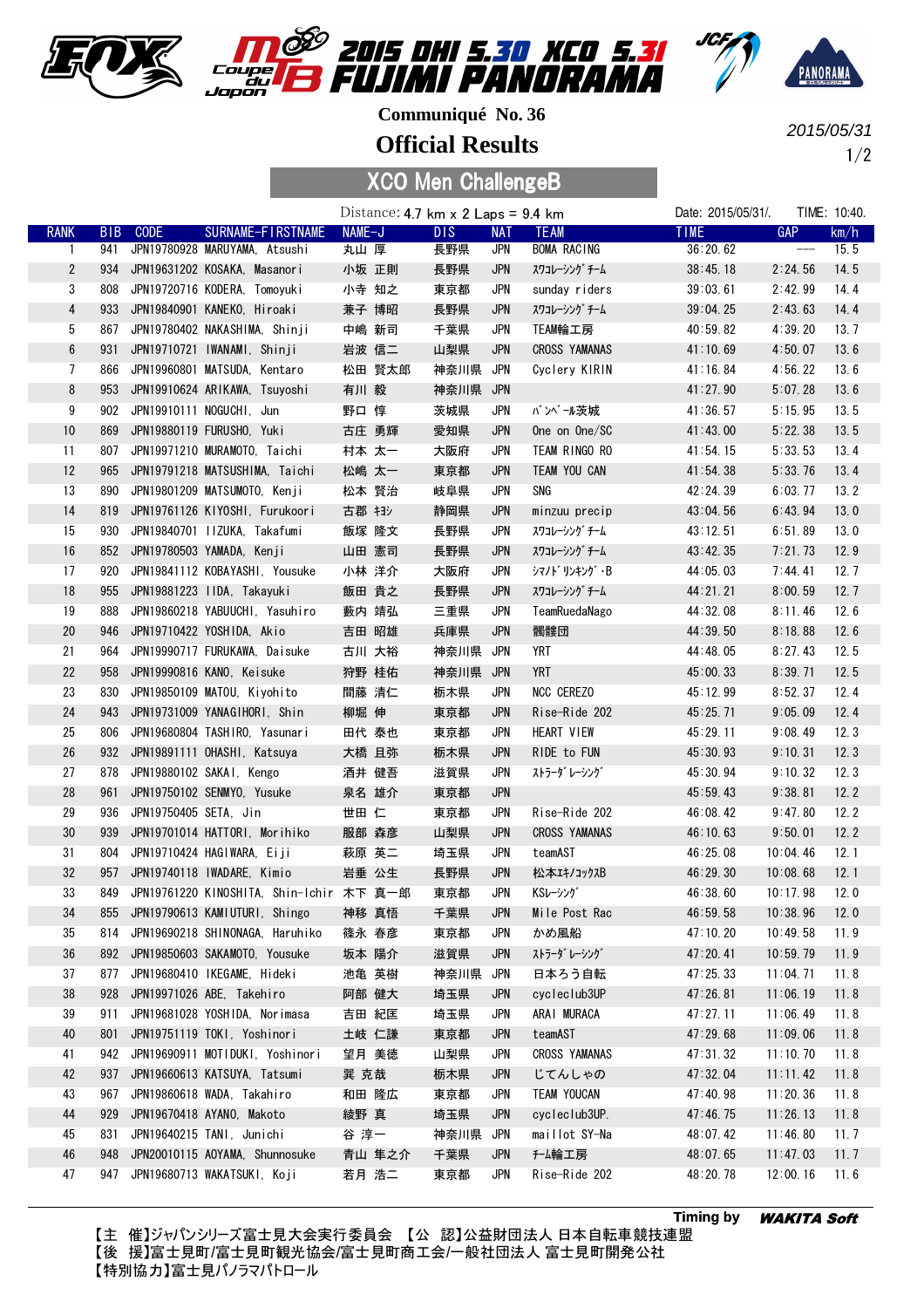# 2015 DHI 5.30 XCO 5.31 FUJIMI PANORAMA

Communiqué No. 36

## Official Results

2015/05/31

1/2

### XCO Men ChallengeB

Distance: 4.7 km x 2 Laps = 9.4 km

Date: 2015/05/31/. TIME: 10:40.

| RANK | BIB | CODE | SURNAME-FIRSTNAME | NAME-J | DIS | NAT | TEAM | TIME | GAP | km/h |
|---|---|---|---|---|---|---|---|---|---|---|
| 1 | 941 | JPN19780928 | MARUYAMA, Atsushi | 丸山 厚 | 長野県 | JPN | BOMA RACING | 36:20.62 | --- | 15.5 |
| 2 | 934 | JPN19631202 | KOSAKA, Masanori | 小坂 正則 | 長野県 | JPN | ｽﾜｺﾚｰｼﾝｸﾞﾁｰﾑ | 38:45.18 | 2:24.56 | 14.5 |
| 3 | 808 | JPN19720716 | KODERA, Tomoyuki | 小寺 知之 | 東京都 | JPN | sunday riders | 39:03.61 | 2:42.99 | 14.4 |
| 4 | 933 | JPN19840901 | KANEKO, Hiroaki | 兼子 博昭 | 長野県 | JPN | ｽﾜｺﾚｰｼﾝｸﾞﾁｰﾑ | 39:04.25 | 2:43.63 | 14.4 |
| 5 | 867 | JPN19780402 | NAKASHIMA, Shinji | 中嶋 新司 | 千葉県 | JPN | TEAM輪工房 | 40:59.82 | 4:39.20 | 13.7 |
| 6 | 931 | JPN19710721 | IWANAMI, Shinji | 岩波 信二 | 山梨県 | JPN | CROSS YAMANAS | 41:10.69 | 4:50.07 | 13.6 |
| 7 | 866 | JPN19960801 | MATSUDA, Kentaro | 松田 賢太郎 | 神奈川県 | JPN | Cyclery KIRIN | 41:16.84 | 4:56.22 | 13.6 |
| 8 | 953 | JPN19910624 | ARIKAWA, Tsuyoshi | 有川 毅 | 神奈川県 | JPN | | 41:27.90 | 5:07.28 | 13.6 |
| 9 | 902 | JPN19910111 | NOGUCHI, Jun | 野口 惇 | 茨城県 | JPN | ﾊﾟﾝﾍﾟｰﾙ茨城 | 41:36.57 | 5:15.95 | 13.5 |
| 10 | 869 | JPN19880119 | FURUSHO, Yuki | 古庄 勇輝 | 愛知県 | JPN | One on One/SC | 41:43.00 | 5:22.38 | 13.5 |
| 11 | 807 | JPN19971210 | MURAMOTO, Taichi | 村本 太一 | 大阪府 | JPN | TEAM RINGO RO | 41:54.15 | 5:33.53 | 13.4 |
| 12 | 965 | JPN19791218 | MATSUSHIMA, Taichi | 松嶋 太一 | 東京都 | JPN | TEAM YOU CAN | 41:54.38 | 5:33.76 | 13.4 |
| 13 | 890 | JPN19801209 | MATSUMOTO, Kenji | 松本 賢治 | 岐阜県 | JPN | SNG | 42:24.39 | 6:03.77 | 13.2 |
| 14 | 819 | JPN19761126 | KIYOSHI, Furukoori | 古郡 ｷﾖｼ | 静岡県 | JPN | minzuu precip | 43:04.56 | 6:43.94 | 13.0 |
| 15 | 930 | JPN19840701 | IIZUKA, Takafumi | 飯塚 隆文 | 長野県 | JPN | ｽﾜｺﾚｰｼﾝｸﾞﾁｰﾑ | 43:12.51 | 6:51.89 | 13.0 |
| 16 | 852 | JPN19780503 | YAMADA, Kenji | 山田 憲司 | 長野県 | JPN | ｽﾜｺﾚｰｼﾝｸﾞﾁｰﾑ | 43:42.35 | 7:21.73 | 12.9 |
| 17 | 920 | JPN19841112 | KOBAYASHI, Yousuke | 小林 洋介 | 大阪府 | JPN | ｼﾏﾉﾄﾞﾘﾝｷﾝｸﾞ-B | 44:05.03 | 7:44.41 | 12.7 |
| 18 | 955 | JPN19881223 | IIDA, Takayuki | 飯田 貴之 | 長野県 | JPN | ｽﾜｺﾚｰｼﾝｸﾞﾁｰﾑ | 44:21.21 | 8:00.59 | 12.7 |
| 19 | 888 | JPN19860218 | YABUUCHI, Yasuhiro | 藪内 靖弘 | 三重県 | JPN | TeamRuedaNago | 44:32.08 | 8:11.46 | 12.6 |
| 20 | 946 | JPN19710422 | YOSHIDA, Akio | 吉田 昭雄 | 兵庫県 | JPN | 髑髏団 | 44:39.50 | 8:18.88 | 12.6 |
| 21 | 964 | JPN19990717 | FURUKAWA, Daisuke | 古川 大裕 | 神奈川県 | JPN | YRT | 44:48.05 | 8:27.43 | 12.5 |
| 22 | 958 | JPN19990816 | KANO, Keisuke | 狩野 桂佑 | 神奈川県 | JPN | YRT | 45:00.33 | 8:39.71 | 12.5 |
| 23 | 830 | JPN19850109 | MATOU, Kiyohito | 間藤 清仁 | 栃木県 | JPN | NCC CEREZO | 45:12.99 | 8:52.37 | 12.4 |
| 24 | 943 | JPN19731009 | YANAGIHORI, Shin | 柳堀 伸 | 東京都 | JPN | Rise-Ride 202 | 45:25.71 | 9:05.09 | 12.4 |
| 25 | 806 | JPN19680804 | TASHIRO, Yasunari | 田代 泰也 | 東京都 | JPN | HEART VIEW | 45:29.11 | 9:08.49 | 12.3 |
| 26 | 932 | JPN19891111 | OHASHI, Katsuya | 大橋 且弥 | 栃木県 | JPN | RIDE to FUN | 45:30.93 | 9:10.31 | 12.3 |
| 27 | 878 | JPN19880102 | SAKAI, Kengo | 酒井 健吾 | 滋賀県 | JPN | ｽﾄﾗｰﾀﾞﾚｰｼﾝｸﾞ | 45:30.94 | 9:10.32 | 12.3 |
| 28 | 961 | JPN19750102 | SENMYO, Yusuke | 泉名 雄介 | 東京都 | JPN | | 45:59.43 | 9:38.81 | 12.2 |
| 29 | 936 | JPN19750405 | SETA, Jin | 世田 仁 | 東京都 | JPN | Rise-Ride 202 | 46:08.42 | 9:47.80 | 12.2 |
| 30 | 939 | JPN19701014 | HATTORI, Morihiko | 服部 森彦 | 山梨県 | JPN | CROSS YAMANAS | 46:10.63 | 9:50.01 | 12.2 |
| 31 | 804 | JPN19710424 | HAGIWARA, Eiji | 萩原 英二 | 埼玉県 | JPN | teamAST | 46:25.08 | 10:04.46 | 12.1 |
| 32 | 957 | JPN19740118 | IWADARE, Kimio | 岩垂 公生 | 長野県 | JPN | 松本ｴｷﾉｺｯｸｽB | 46:29.30 | 10:08.68 | 12.1 |
| 33 | 849 | JPN19761220 | KINOSHITA, Shin-Ichir | 木下 真一郎 | 東京都 | JPN | KSﾚｰｼﾝｸﾞ | 46:38.60 | 10:17.98 | 12.0 |
| 34 | 855 | JPN19790613 | KAMIUTURI, Shingo | 神移 真悟 | 千葉県 | JPN | Mile Post Rac | 46:59.58 | 10:38.96 | 12.0 |
| 35 | 814 | JPN19690218 | SHINONAGA, Haruhiko | 篠永 春彦 | 東京都 | JPN | かめ風船 | 47:10.20 | 10:49.58 | 11.9 |
| 36 | 892 | JPN19850603 | SAKAMOTO, Yousuke | 坂本 陽介 | 滋賀県 | JPN | ｽﾄﾗｰﾀﾞﾚｰｼﾝｸﾞ | 47:20.41 | 10:59.79 | 11.9 |
| 37 | 877 | JPN19680410 | IKEGAME, Hideki | 池亀 英樹 | 神奈川県 | JPN | 日本ろう自転 | 47:25.33 | 11:04.71 | 11.8 |
| 38 | 928 | JPN19971026 | ABE, Takehiro | 阿部 健大 | 埼玉県 | JPN | cycleclub3UP | 47:26.81 | 11:06.19 | 11.8 |
| 39 | 911 | JPN19681028 | YOSHIDA, Norimasa | 吉田 紀匡 | 埼玉県 | JPN | ARAI MURACA | 47:27.11 | 11:06.49 | 11.8 |
| 40 | 801 | JPN19751119 | TOKI, Yoshinori | 土岐 仁謙 | 東京都 | JPN | teamAST | 47:29.68 | 11:09.06 | 11.8 |
| 41 | 942 | JPN19690911 | MOTIDUKI, Yoshinori | 望月 美徳 | 山梨県 | JPN | CROSS YAMANAS | 47:31.32 | 11:10.70 | 11.8 |
| 42 | 937 | JPN19660613 | KATSUYA, Tatsumi | 巽 克哉 | 栃木県 | JPN | じてんしゃの | 47:32.04 | 11:11.42 | 11.8 |
| 43 | 967 | JPN19860618 | WADA, Takahiro | 和田 隆広 | 東京都 | JPN | TEAM YOUCAN | 47:40.98 | 11:20.36 | 11.8 |
| 44 | 929 | JPN19670418 | AYANO, Makoto | 綾野 真 | 埼玉県 | JPN | cycleclub3UP. | 47:46.75 | 11:26.13 | 11.8 |
| 45 | 831 | JPN19640215 | TANI, Junichi | 谷 淳一 | 神奈川県 | JPN | maillot SY-Na | 48:07.42 | 11:46.80 | 11.7 |
| 46 | 948 | JPN20010115 | AOYAMA, Shunnosuke | 青山 隼之介 | 千葉県 | JPN | ﾁｰﾑ輪工房 | 48:07.65 | 11:47.03 | 11.7 |
| 47 | 947 | JPN19680713 | WAKATSUKI, Koji | 若月 浩二 | 東京都 | JPN | Rise-Ride 202 | 48:20.78 | 12:00.16 | 11.6 |

Timing by WAKITA Soft

【主 催】ジャパンシリーズ富士見大会実行委員会 【公 認】公益財団法人 日本自転車競技連盟
【後 援】富士見町/富士見町観光協会/富士見町商工会/一般社団法人 富士見町開発公社
【特別協力】富士見パノラマパトロール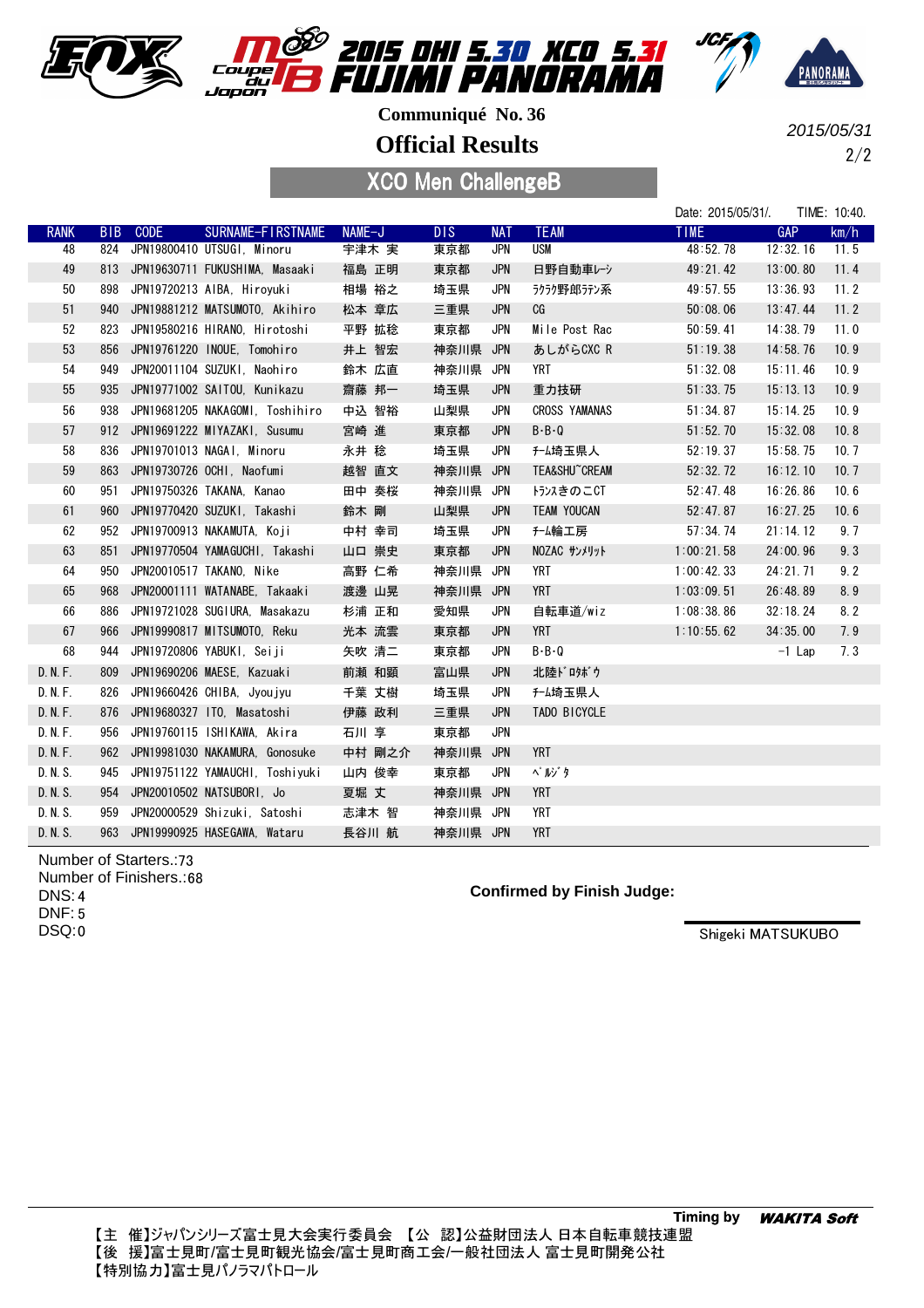# 2015 DHI 5.30 XCO 5.31 FUJIMI PANORAMA

**Communiqué No. 36**

## Official Results

2015/05/31

## XCO Men ChallengeB

Date: 2015/05/31/. TIME: 10:40.

| RANK | BIB | CODE | SURNAME-FIRSTNAME | NAME-J | DIS | NAT | TEAM | TIME | GAP | km/h |
|---|---|---|---|---|---|---|---|---|---|---|
| 48 | 824 | JPN19800410 | UTSUGI, Minoru | 宇津木 実 | 東京都 | JPN | USM | 48:52.78 | 12:32.16 | 11.5 |
| 49 | 813 | JPN19630711 | FUKUSHIMA, Masaaki | 福島 正明 | 東京都 | JPN | 日野自動車ﾚｰｼ | 49:21.42 | 13:00.80 | 11.4 |
| 50 | 898 | JPN19720213 | AIBA, Hiroyuki | 相場 裕之 | 埼玉県 | JPN | ﾗｸﾗｸ野郎ﾗﾃﾝ系 | 49:57.55 | 13:36.93 | 11.2 |
| 51 | 940 | JPN19881212 | MATSUMOTO, Akihiro | 松本 章広 | 三重県 | JPN | CG | 50:08.06 | 13:47.44 | 11.2 |
| 52 | 823 | JPN19580216 | HIRANO, Hirotoshi | 平野 拡稔 | 東京都 | JPN | Mile Post Rac | 50:59.41 | 14:38.79 | 11.0 |
| 53 | 856 | JPN19761220 | INOUE, Tomohiro | 井上 智宏 | 神奈川県 | JPN | あしがらCXC R | 51:19.38 | 14:58.76 | 10.9 |
| 54 | 949 | JPN20011104 | SUZUKI, Naohiro | 鈴木 広直 | 神奈川県 | JPN | YRT | 51:32.08 | 15:11.46 | 10.9 |
| 55 | 935 | JPN19771002 | SAITOU, Kunikazu | 齋藤 邦一 | 埼玉県 | JPN | 重力技研 | 51:33.75 | 15:13.13 | 10.9 |
| 56 | 938 | JPN19681205 | NAKAGOMI, Toshihiro | 中込 智裕 | 山梨県 | JPN | CROSS YAMANAS | 51:34.87 | 15:14.25 | 10.9 |
| 57 | 912 | JPN19691222 | MIYAZAKI, Susumu | 宮崎 進 | 東京都 | JPN | B・B・Q | 51:52.70 | 15:32.08 | 10.8 |
| 58 | 836 | JPN19701013 | NAGAI, Minoru | 永井 稔 | 埼玉県 | JPN | ﾁｰﾑ埼玉県人 | 52:19.37 | 15:58.75 | 10.7 |
| 59 | 863 | JPN19730726 | OCHI, Naofumi | 越智 直文 | 神奈川県 | JPN | TEA&SHU~CREAM | 52:32.72 | 16:12.10 | 10.7 |
| 60 | 951 | JPN19750326 | TAKANA, Kanao | 田中 奏桜 | 神奈川県 | JPN | ﾄﾗﾝｽきのこCT | 52:47.48 | 16:26.86 | 10.6 |
| 61 | 960 | JPN19770420 | SUZUKI, Takashi | 鈴木 剛 | 山梨県 | JPN | TEAM YOUCAN | 52:47.87 | 16:27.25 | 10.6 |
| 62 | 952 | JPN19700913 | NAKAMUTA, Koji | 中村 幸司 | 埼玉県 | JPN | ﾁｰﾑ輪工房 | 57:34.74 | 21:14.12 | 9.7 |
| 63 | 851 | JPN19770504 | YAMAGUCHI, Takashi | 山口 崇史 | 東京都 | JPN | NOZAC ｻﾝﾒﾘｯﾄ | 1:00:21.58 | 24:00.96 | 9.3 |
| 64 | 950 | JPN20010517 | TAKANO, Nike | 高野 仁希 | 神奈川県 | JPN | YRT | 1:00:42.33 | 24:21.71 | 9.2 |
| 65 | 968 | JPN20001111 | WATANABE, Takaaki | 渡邊 山晃 | 神奈川県 | JPN | YRT | 1:03:09.51 | 26:48.89 | 8.9 |
| 66 | 886 | JPN19721028 | SUGIURA, Masakazu | 杉浦 正和 | 愛知県 | JPN | 自転車道/wiz | 1:08:38.86 | 32:18.24 | 8.2 |
| 67 | 966 | JPN19990817 | MITSUMOTO, Reku | 光本 流雲 | 東京都 | JPN | YRT | 1:10:55.62 | 34:35.00 | 7.9 |
| 68 | 944 | JPN19720806 | YABUKI, Seiji | 矢吹 清二 | 東京都 | JPN | B・B・Q | | -1 Lap | 7.3 |
| D.N.F. | 809 | JPN19690206 | MAESE, Kazuaki | 前瀬 和顕 | 富山県 | JPN | 北陸ﾄﾞﾛﾀﾎﾞｳ | | | |
| D.N.F. | 826 | JPN19660426 | CHIBA, Jyoujyu | 千葉 丈樹 | 埼玉県 | JPN | ﾁｰﾑ埼玉県人 | | | |
| D.N.F. | 876 | JPN19680327 | ITO, Masatoshi | 伊藤 政利 | 三重県 | JPN | TADO BICYCLE | | | |
| D.N.F. | 956 | JPN19760115 | ISHIKAWA, Akira | 石川 享 | 東京都 | JPN | | | | |
| D.N.F. | 962 | JPN19981030 | NAKAMURA, Gonosuke | 中村 剛之介 | 神奈川県 | JPN | YRT | | | |
| D.N.S. | 945 | JPN19751122 | YAMAUCHI, Toshiyuki | 山内 俊幸 | 東京都 | JPN | ﾍﾟﾙｼﾞﾀ | | | |
| D.N.S. | 954 | JPN20010502 | NATSUBORI, Jo | 夏堀 丈 | 神奈川県 | JPN | YRT | | | |
| D.N.S. | 959 | JPN20000529 | Shizuki, Satoshi | 志津木 智 | 神奈川県 | JPN | YRT | | | |
| D.N.S. | 963 | JPN19990925 | HASEGAWA, Wataru | 長谷川 航 | 神奈川県 | JPN | YRT | | | |

Number of Starters.:73
Number of Finishers.:68
DNS:4
DNF:5
DSQ:0

**Confirmed by Finish Judge:**

Shigeki MATSUKUBO

**Timing by** ***WAKITA Soft***

【主　催】ジャパンシリーズ富士見大会実行委員会　【公　認】公益財団法人 日本自転車競技連盟
【後　援】富士見町/富士見町観光協会/富士見町商工会/一般社団法人 富士見町開発公社
【特別協力】富士見パノラマパトロール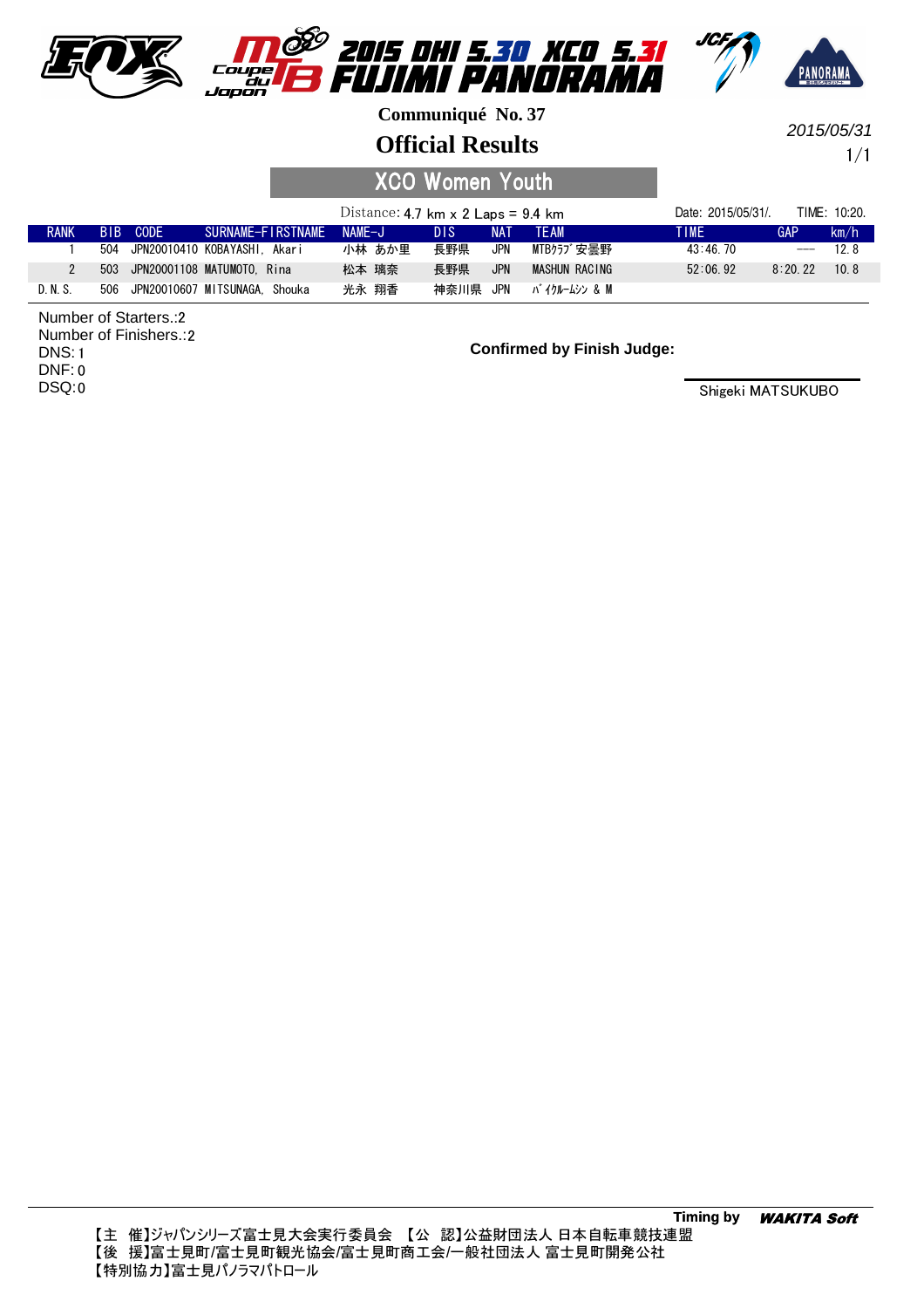# 2015 DHI 5.30 XCO 5.31 FUJIMI PANORAMA

**Communiqué No. 37**

## Official Results

2015/05/31

### XCO Women Youth

Distance: 4.7 km x 2 Laps = 9.4 km　　Date: 2015/05/31/.　　TIME: 10:20.

| RANK | BIB | CODE | SURNAME-FIRSTNAME | NAME-J | DIS | NAT | TEAM | TIME | GAP | km/h |
|---|---|---|---|---|---|---|---|---|---|---|
| 1 | 504 | JPN20010410 | KOBAYASHI, Akari | 小林 あか里 | 長野県 | JPN | MTBｸﾗﾌﾞ安曇野 | 43:46.70 | --- | 12.8 |
| 2 | 503 | JPN20001108 | MATUMOTO, Rina | 松本 璃奈 | 長野県 | JPN | MASHUN RACING | 52:06.92 | 8:20.22 | 10.8 |
| D.N.S. | 506 | JPN20010607 | MITSUNAGA, Shouka | 光永 翔香 | 神奈川県 | JPN | ﾊﾞｲｸﾙｰﾑｼﾝ & M | | | |

Number of Starters.:2
Number of Finishers.:2
DNS:1
DNF:0
DSQ:0

**Confirmed by Finish Judge:**

Shigeki MATSUKUBO

Timing by ***WAKITA Soft***

【主　催】ジャパンシリーズ富士見大会実行委員会　【公　認】公益財団法人 日本自転車競技連盟
【後　援】富士見町/富士見町観光協会/富士見町商工会/一般社団法人 富士見町開発公社
【特別協力】富士見パノラマパトロール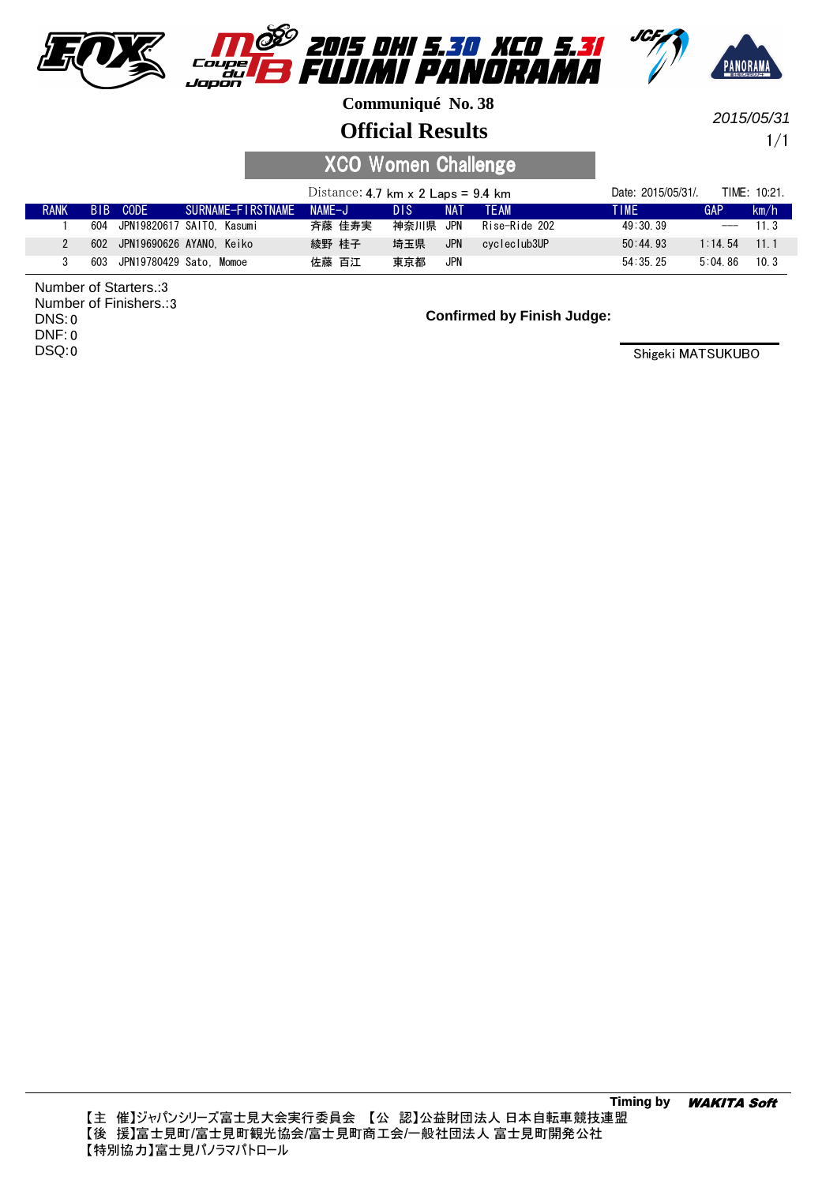# 2015 DHI 5.30 XCO 5.31 FUJIMI PANORAMA

**Communiqué No. 38**

## Official Results

2015/05/31

1/1

### XCO Women Challenge

Distance: 4.7 km x 2 Laps = 9.4 km

Date: 2015/05/31/. TIME: 10:21.

| RANK | BIB | CODE | SURNAME-FIRSTNAME | NAME-J | DIS | NAT | TEAM | TIME | GAP | km/h |
|---|---|---|---|---|---|---|---|---|---|---|
| 1 | 604 | JPN19820617 | SAITO, Kasumi | 斉藤 佳寿実 | 神奈川県 | JPN | Rise-Ride 202 | 49:30.39 | --- | 11.3 |
| 2 | 602 | JPN19690626 | AYANO, Keiko | 綾野 桂子 | 埼玉県 | JPN | cycleclub3UP | 50:44.93 | 1:14.54 | 11.1 |
| 3 | 603 | JPN19780429 | Sato, Momoe | 佐藤 百江 | 東京都 | JPN |  | 54:35.25 | 5:04.86 | 10.3 |

Number of Starters.:3
Number of Finishers.:3
DNS:0
DNF:0
DSQ:0

**Confirmed by Finish Judge:**

Shigeki MATSUKUBO

**Timing by** ***WAKITA Soft***

【主　催】ジャパンシリーズ富士見大会実行委員会　【公　認】公益財団法人 日本自転車競技連盟
【後　援】富士見町/富士見町観光協会/富士見町商工会/一般社団法人 富士見町開発公社
【特別協力】富士見パノラマパトロール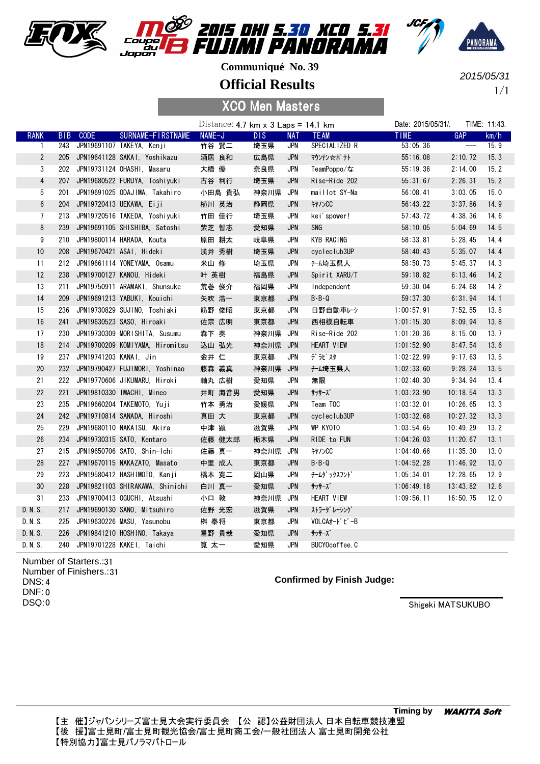# 2015 DHI 5.30 XCO 5.31 FUJIMI PANORAMA

Coupe du Japon MTB

Communiqué No. 39

## Official Results

2015/05/31

### XCO Men Masters

Distance: 4.7 km x 3 Laps = 14.1 km

Date: 2015/05/31/. TIME: 11:43.

| RANK | BIB | CODE | SURNAME-FIRSTNAME | NAME-J | DIS | NAT | TEAM | TIME | GAP | km/h |
|---|---|---|---|---|---|---|---|---|---|---|
| 1 | 243 | JPN19691107 | TAKEYA, Kenji | 竹谷 賢二 | 埼玉県 | JPN | SPECIALIZED R | 53:05.36 | --- | 15.9 |
| 2 | 205 | JPN19641128 | SAKAI, Yoshikazu | 酒居 良和 | 広島県 | JPN | ﾏｳﾝﾃﾝ☆ﾎﾟﾃﾄ | 55:16.08 | 2:10.72 | 15.3 |
| 3 | 202 | JPN19731124 | OHASHI, Masaru | 大橋 優 | 奈良県 | JPN | TeamPoppo/な | 55:19.36 | 2:14.00 | 15.2 |
| 4 | 207 | JPN19680522 | FURUYA, Toshiyuki | 古谷 利行 | 埼玉県 | JPN | Rise-Ride 202 | 55:31.67 | 2:26.31 | 15.2 |
| 5 | 201 | JPN19691025 | ODAJIMA, Takahiro | 小田島 貴弘 | 神奈川県 | JPN | maillot SY-Na | 56:08.41 | 3:03.05 | 15.0 |
| 6 | 204 | JPN19720413 | UEKAWA, Eiji | 植川 英治 | 静岡県 | JPN | ｷﾔﾉﾝCC | 56:43.22 | 3:37.86 | 14.9 |
| 7 | 213 | JPN19720516 | TAKEDA, Yoshiyuki | 竹田 佳行 | 埼玉県 | JPN | kei'spower! | 57:43.72 | 4:38.36 | 14.6 |
| 8 | 239 | JPN19691105 | SHISHIBA, Satoshi | 紫芝 智志 | 愛知県 | JPN | SNG | 58:10.05 | 5:04.69 | 14.5 |
| 9 | 210 | JPN19800114 | HARADA, Kouta | 原田 耕太 | 岐阜県 | JPN | KYB RACING | 58:33.81 | 5:28.45 | 14.4 |
| 10 | 208 | JPN19670421 | ASAI, Hideki | 浅井 秀樹 | 埼玉県 | JPN | cycleclub3UP | 58:40.43 | 5:35.07 | 14.4 |
| 11 | 212 | JPN19661114 | YONEYAMA, Osamu | 米山 修 | 埼玉県 | JPN | ﾁｰﾑ埼玉県人 | 58:50.73 | 5:45.37 | 14.3 |
| 12 | 238 | JPN19700127 | KANOU, Hideki | 叶 英樹 | 福島県 | JPN | Spirit XARU/T | 59:18.82 | 6:13.46 | 14.2 |
| 13 | 211 | JPN19750911 | ARAMAKI, Shunsuke | 荒巻 俊介 | 福岡県 | JPN | Independent | 59:30.04 | 6:24.68 | 14.2 |
| 14 | 209 | JPN19691213 | YABUKI, Kouichi | 矢吹 浩一 | 東京都 | JPN | B・B・Q | 59:37.30 | 6:31.94 | 14.1 |
| 15 | 236 | JPN19730829 | SUJINO, Toshiaki | 筋野 俊昭 | 東京都 | JPN | 日野自動車ﾚｰｼ | 1:00:57.91 | 7:52.55 | 13.8 |
| 16 | 241 | JPN19630523 | SASO, Hiroaki | 佐宗 広明 | 東京都 | JPN | 西相模自転車 | 1:01:15.30 | 8:09.94 | 13.8 |
| 17 | 230 | JPN19730309 | MORISHITA, Susumu | 森下 奏 | 神奈川県 | JPN | Rise-Ride 202 | 1:01:20.36 | 8:15.00 | 13.7 |
| 18 | 214 | JPN19700209 | KOMIYAMA, Hiromitsu | 込山 弘光 | 神奈川県 | JPN | HEART VIEW | 1:01:52.90 | 8:47.54 | 13.6 |
| 19 | 237 | JPN19741203 | KANAI, Jin | 金井 仁 | 東京都 | JPN | ﾃﾞﾗﾋﾞｽﾀ | 1:02:22.99 | 9:17.63 | 13.5 |
| 20 | 232 | JPN19790427 | FUJIMORI, Yoshinao | 藤森 義真 | 神奈川県 | JPN | ﾁｰﾑ埼玉県人 | 1:02:33.60 | 9:28.24 | 13.5 |
| 21 | 222 | JPN19770606 | JIKUMARU, Hiroki | 軸丸 広樹 | 愛知県 | JPN | 無限 | 1:02:40.30 | 9:34.94 | 13.4 |
| 22 | 221 | JPN19810330 | IMACHI, Mineo | 井町 海音男 | 愛知県 | JPN | ｻｯｻｰｽﾞ | 1:03:23.90 | 10:18.54 | 13.3 |
| 23 | 235 | JPN19660204 | TAKEMOTO, Yuji | 竹本 勇治 | 愛媛県 | JPN | Team TOC | 1:03:32.01 | 10:26.65 | 13.3 |
| 24 | 242 | JPN19710814 | SANADA, Hiroshi | 真田 大 | 東京都 | JPN | cycleclub3UP | 1:03:32.68 | 10:27.32 | 13.3 |
| 25 | 229 | JPN19680110 | NAKATSU, Akira | 中津 顕 | 滋賀県 | JPN | WP KYOTO | 1:03:54.65 | 10:49.29 | 13.2 |
| 26 | 234 | JPN19730315 | SATO, Kentaro | 佐藤 健太郎 | 栃木県 | JPN | RIDE to FUN | 1:04:26.03 | 11:20.67 | 13.1 |
| 27 | 215 | JPN19650706 | SATO, Shin-Ichi | 佐藤 真一 | 神奈川県 | JPN | ｷﾔﾉﾝCC | 1:04:40.66 | 11:35.30 | 13.0 |
| 28 | 227 | JPN19670115 | NAKAZATO, Masato | 中里 成人 | 東京都 | JPN | B・B・Q | 1:04:52.28 | 11:46.92 | 13.0 |
| 29 | 223 | JPN19580412 | HASHIMOTO, Kanji | 橋本 寛二 | 岡山県 | JPN | ﾁｰﾑﾀﾞｯｸｽﾌﾝﾄﾞ | 1:05:34.01 | 12:28.65 | 12.9 |
| 30 | 228 | JPN19821103 | SHIRAKAWA, Shinichi | 白川 真一 | 愛知県 | JPN | ｻｯｻｰｽﾞ | 1:06:49.18 | 13:43.82 | 12.6 |
| 31 | 233 | JPN19700413 | OGUCHI, Atsushi | 小口 敦 | 神奈川県 | JPN | HEART VIEW | 1:09:56.11 | 16:50.75 | 12.0 |
| D.N.S. | 217 | JPN19690130 | SANO, Mitsuhiro | 佐野 光宏 | 滋賀県 | JPN | ｽﾄﾗｰﾀﾞﾚｰｼﾝｸﾞ | | | |
| D.N.S. | 225 | JPN19630226 | MASU, Yasunobu | 桝 泰将 | 東京都 | JPN | VOLCAｵｰﾄﾞﾋﾞｰB | | | |
| D.N.S. | 226 | JPN19841210 | HOSHINO, Takaya | 星野 貴哉 | 愛知県 | JPN | ｻｯｻｰｽﾞ | | | |
| D.N.S. | 240 | JPN19701228 | KAKEI, Taichi | 筧 太一 | 愛知県 | JPN | BUCYOcoffee.C | | | |

Number of Starters.:31
Number of Finishers.:31
DNS: 4
DNF: 0
DSQ:0

**Confirmed by Finish Judge:**

Shigeki MATSUKUBO

**Timing by** ***WAKITA Soft***

【主 催】ジャパンシリーズ富士見大会実行委員会 【公 認】公益財団法人 日本自転車競技連盟
【後 援】富士見町/富士見町観光協会/富士見町商工会/一般社団法人 富士見町開発公社
【特別協力】富士見パノラマパトロール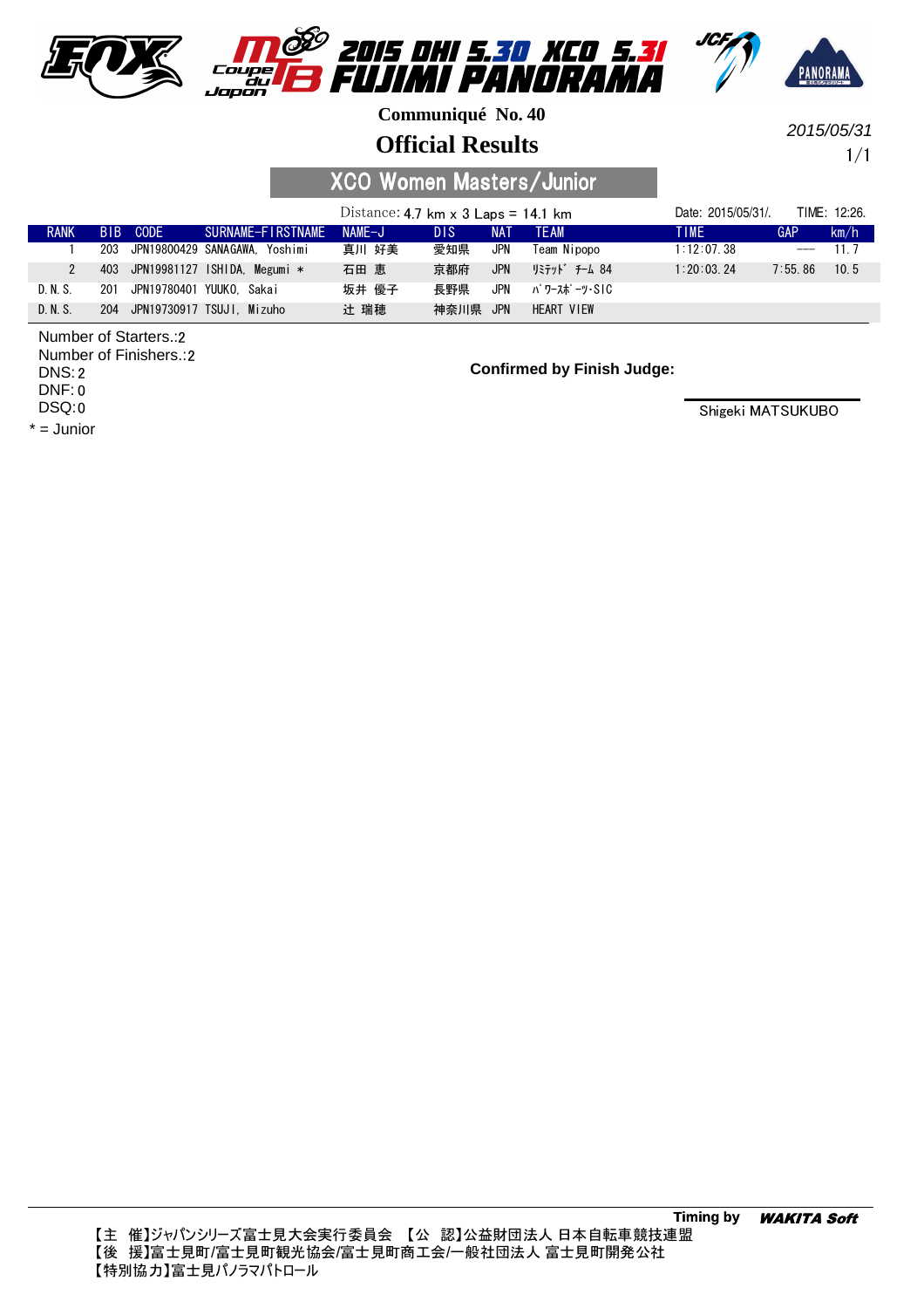# 2015 DHI 5.30 XCO 5.31 FUJIMI PANORAMA

**Communiqué No. 40**

## Official Results

2015/05/31

1/1

### XCO Women Masters/Junior

Distance: 4.7 km x 3 Laps = 14.1 km

Date: 2015/05/31/. TIME: 12:26.

| RANK | BIB | CODE | SURNAME-FIRSTNAME | NAME-J | DIS | NAT | TEAM | TIME | GAP | km/h |
|---|---|---|---|---|---|---|---|---|---|---|
| 1 | 203 | JPN19800429 | SANAGAWA, Yoshimi | 真川 好美 | 愛知県 | JPN | Team Nipopo | 1:12:07.38 | --- | 11.7 |
| 2 | 403 | JPN19981127 | ISHIDA, Megumi * | 石田 恵 | 京都府 | JPN | ﾘﾐﾃｯﾄﾞ ﾁｰﾑ 84 | 1:20:03.24 | 7:55.86 | 10.5 |
| D.N.S. | 201 | JPN19780401 | YUUKO, Sakai | 坂井 優子 | 長野県 | JPN | ﾊﾟﾜｰｽﾎﾟｰﾂ-SIC | | | |
| D.N.S. | 204 | JPN19730917 | TSUJI, Mizuho | 辻 瑞穂 | 神奈川県 | JPN | HEART VIEW | | | |

Number of Starters.:2
Number of Finishers.:2
DNS:2
DNF:0
DSQ:0

* = Junior

**Confirmed by Finish Judge:**

Shigeki MATSUKUBO

**Timing by** ***WAKITA Soft***

【主　催】ジャパンシリーズ富士見大会実行委員会　【公　認】公益財団法人 日本自転車競技連盟
【後　援】富士見町/富士見町観光協会/富士見町商工会/一般社団法人 富士見町開発公社
【特別協力】富士見パノラマパトロール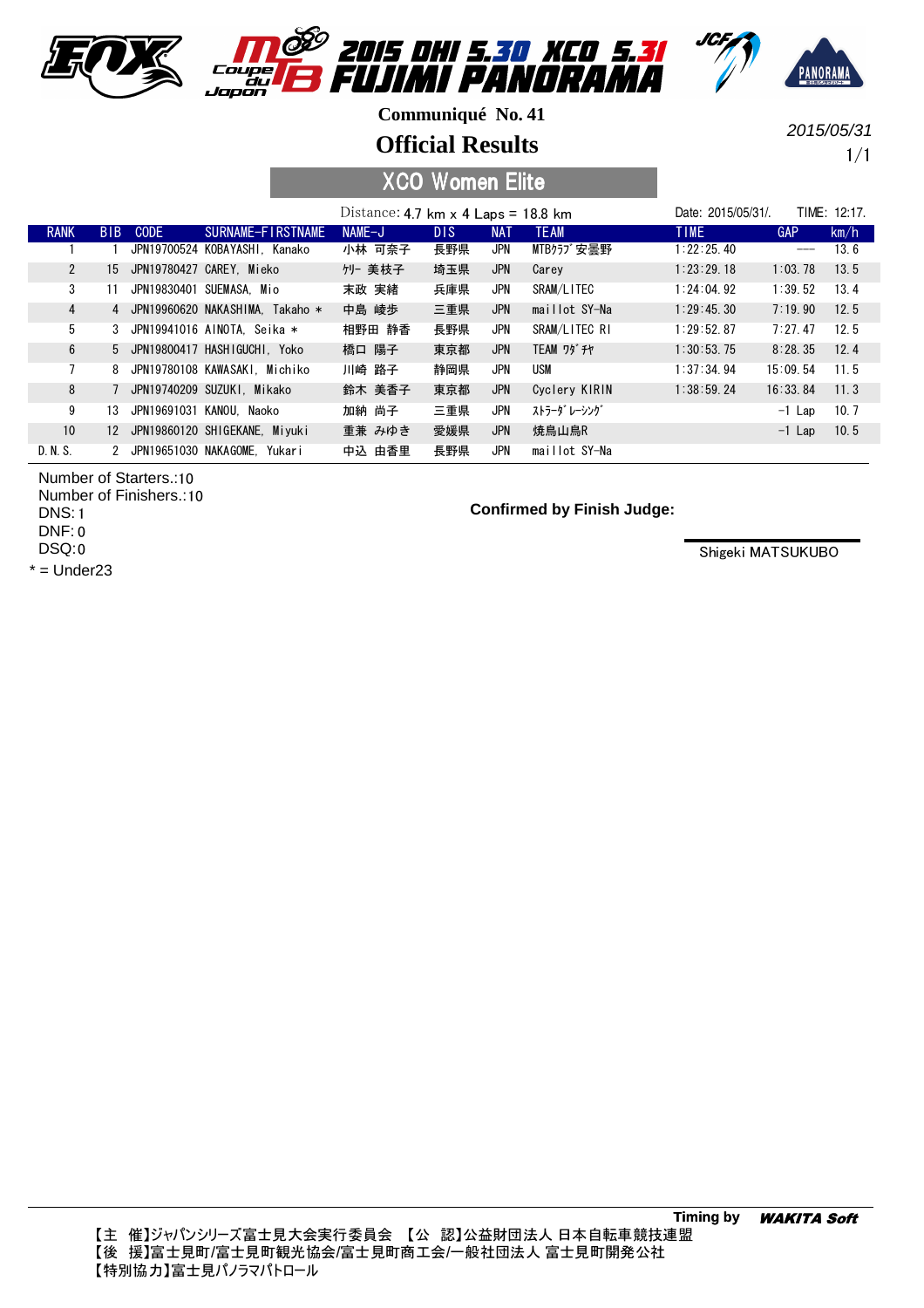# 2015 DHI 5.30 XCO 5.31 FUJIMI PANORAMA

**Communiqué No. 41**

## Official Results

2015/05/31

1/1

### XCO Women Elite

Distance: 4.7 km x 4 Laps = 18.8 km

Date: 2015/05/31/. TIME: 12:17.

| RANK | BIB | CODE | SURNAME-FIRSTNAME | NAME-J | DIS | NAT | TEAM | TIME | GAP | km/h |
|---|---|---|---|---|---|---|---|---|---|---|
| 1 | 1 | JPN19700524 | KOBAYASHI, Kanako | 小林 可奈子 | 長野県 | JPN | MTBｸﾗﾌﾞ安曇野 | 1:22:25.40 | --- | 13.6 |
| 2 | 15 | JPN19780427 | CAREY, Mieko | ｹﾘｰ 美枝子 | 埼玉県 | JPN | Carey | 1:23:29.18 | 1:03.78 | 13.5 |
| 3 | 11 | JPN19830401 | SUEMASA, Mio | 末政 実緒 | 兵庫県 | JPN | SRAM/LITEC | 1:24:04.92 | 1:39.52 | 13.4 |
| 4 | 4 | JPN19960620 | NAKASHIMA, Takaho * | 中島 崚歩 | 三重県 | JPN | maillot SY-Na | 1:29:45.30 | 7:19.90 | 12.5 |
| 5 | 3 | JPN19941016 | AINOTA, Seika * | 相野田 静香 | 長野県 | JPN | SRAM/LITEC RI | 1:29:52.87 | 7:27.47 | 12.5 |
| 6 | 5 | JPN19800417 | HASHIGUCHI, Yoko | 橋口 陽子 | 東京都 | JPN | TEAM ﾜﾀﾞﾁｬ | 1:30:53.75 | 8:28.35 | 12.4 |
| 7 | 8 | JPN19780108 | KAWASAKI, Michiko | 川崎 路子 | 静岡県 | JPN | USM | 1:37:34.94 | 15:09.54 | 11.5 |
| 8 | 7 | JPN19740209 | SUZUKI, Mikako | 鈴木 美香子 | 東京都 | JPN | Cyclery KIRIN | 1:38:59.24 | 16:33.84 | 11.3 |
| 9 | 13 | JPN19691031 | KANOU, Naoko | 加納 尚子 | 三重県 | JPN | ｽﾄﾗｰﾀﾞﾚｰｼﾝｸﾞ | | -1 Lap | 10.7 |
| 10 | 12 | JPN19860120 | SHIGEKANE, Miyuki | 重兼 みゆき | 愛媛県 | JPN | 焼鳥山鳥R | | -1 Lap | 10.5 |
| D.N.S. | 2 | JPN19651030 | NAKAGOME, Yukari | 中込 由香里 | 長野県 | JPN | maillot SY-Na | | | |

Number of Starters.:10
Number of Finishers.:10
DNS:1
DNF:0
DSQ:0
* = Under23

**Confirmed by Finish Judge:**

Shigeki MATSUKUBO

**Timing by** ***WAKITA Soft***

【主 催】ジャパンシリーズ富士見大会実行委員会 【公 認】公益財団法人 日本自転車競技連盟
【後 援】富士見町/富士見町観光協会/富士見町商工会/一般社団法人 富士見町開発公社
【特別協力】富士見パノラマパトロール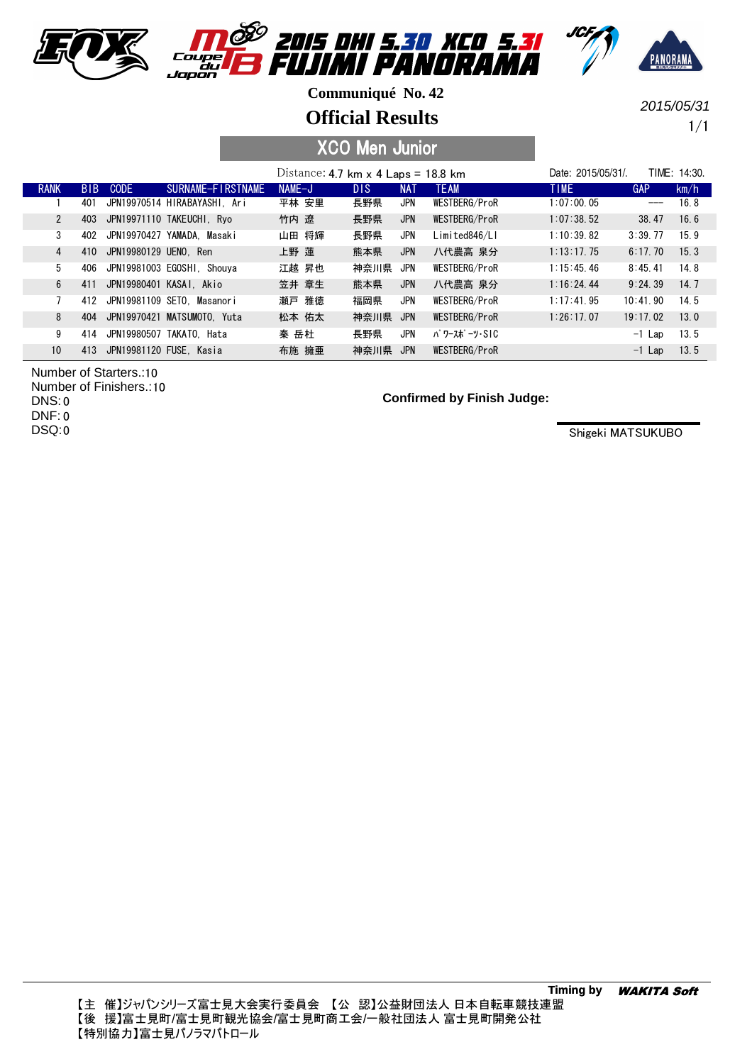# 2015 DHI 5.30 XCO 5.31 FUJIMI PANORAMA

**Communiqué No. 42**

## Official Results

2015/05/31

### XCO Men Junior

Distance: 4.7 km x 4 Laps = 18.8 km

Date: 2015/05/31/. TIME: 14:30.

| RANK | BIB | CODE | SURNAME-FIRSTNAME | NAME-J | DIS | NAT | TEAM | TIME | GAP | km/h |
|---|---|---|---|---|---|---|---|---|---|---|
| 1 | 401 | JPN19970514 | HIRABAYASHI, Ari | 平林 安里 | 長野県 | JPN | WESTBERG/ProR | 1:07:00.05 | --- | 16.8 |
| 2 | 403 | JPN19971110 | TAKEUCHI, Ryo | 竹内 遼 | 長野県 | JPN | WESTBERG/ProR | 1:07:38.52 | 38.47 | 16.6 |
| 3 | 402 | JPN19970427 | YAMADA, Masaki | 山田 将輝 | 長野県 | JPN | Limited846/LI | 1:10:39.82 | 3:39.77 | 15.9 |
| 4 | 410 | JPN19980129 | UENO, Ren | 上野 蓮 | 熊本県 | JPN | 八代農高 泉分 | 1:13:17.75 | 6:17.70 | 15.3 |
| 5 | 406 | JPN19981003 | EGOSHI, Shouya | 江越 昇也 | 神奈川県 | JPN | WESTBERG/ProR | 1:15:45.46 | 8:45.41 | 14.8 |
| 6 | 411 | JPN19980401 | KASAI, Akio | 笠井 章生 | 熊本県 | JPN | 八代農高 泉分 | 1:16:24.44 | 9:24.39 | 14.7 |
| 7 | 412 | JPN19981109 | SETO, Masanori | 瀬戸 雅徳 | 福岡県 | JPN | WESTBERG/ProR | 1:17:41.95 | 10:41.90 | 14.5 |
| 8 | 404 | JPN19970421 | MATSUMOTO, Yuta | 松本 佑太 | 神奈川県 | JPN | WESTBERG/ProR | 1:26:17.07 | 19:17.02 | 13.0 |
| 9 | 414 | JPN19980507 | TAKATO, Hata | 秦 岳杜 | 長野県 | JPN | ﾊﾟﾜｰｽﾎﾟｰﾂ･SIC | | -1 Lap | 13.5 |
| 10 | 413 | JPN19981120 | FUSE, Kasia | 布施 擁亜 | 神奈川県 | JPN | WESTBERG/ProR | | -1 Lap | 13.5 |

Number of Starters.:10
Number of Finishers.:10
DNS:0
DNF:0
DSQ:0

**Confirmed by Finish Judge:**

Shigeki MATSUKUBO

**Timing by** ***WAKITA Soft***

【主 催】ジャパンシリーズ富士見大会実行委員会 【公 認】公益財団法人 日本自転車競技連盟
【後 援】富士見町/富士見町観光協会/富士見町商工会/一般社団法人 富士見町開発公社
【特別協力】富士見パノラマパトロール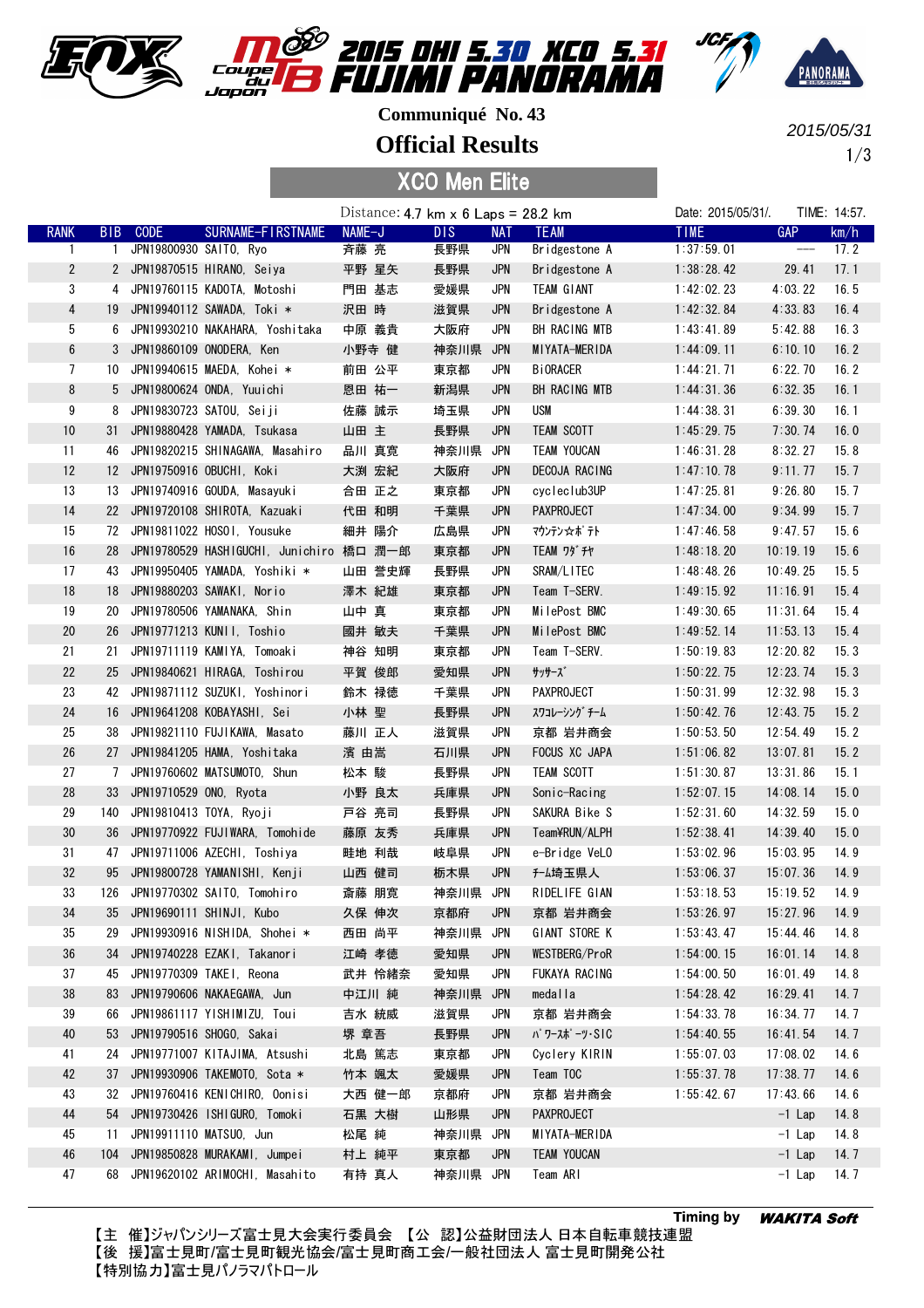# 2015 DHI 5.30 XCO 5.31 FUJIMI PANORAMA

Coupe du Japon

**Communiqué No. 43**

## Official Results

2015/05/31

### XCO Men Elite

Distance: 4.7 km x 6 Laps = 28.2 km

Date: 2015/05/31/.　TIME: 14:57.

| RANK | BIB | CODE | SURNAME-FIRSTNAME | NAME-J | DIS | NAT | TEAM | TIME | GAP | km/h |
|---|---|---|---|---|---|---|---|---|---|---|
| 1 | 1 | JPN19800930 | SAITO, Ryo | 斉藤 亮 | 長野県 | JPN | Bridgestone A | 1:37:59.01 | ---- | 17.2 |
| 2 | 2 | JPN19870515 | HIRANO, Seiya | 平野 星矢 | 長野県 | JPN | Bridgestone A | 1:38:28.42 | 29.41 | 17.1 |
| 3 | 4 | JPN19760115 | KADOTA, Motoshi | 門田 基志 | 愛媛県 | JPN | TEAM GIANT | 1:42:02.23 | 4:03.22 | 16.5 |
| 4 | 19 | JPN19940112 | SAWADA, Toki * | 沢田 時 | 滋賀県 | JPN | Bridgestone A | 1:42:32.84 | 4:33.83 | 16.4 |
| 5 | 6 | JPN19930210 | NAKAHARA, Yoshitaka | 中原 義貴 | 大阪府 | JPN | BH RACING MTB | 1:43:41.89 | 5:42.88 | 16.3 |
| 6 | 3 | JPN19860109 | ONODERA, Ken | 小野寺 健 | 神奈川県 | JPN | MIYATA-MERIDA | 1:44:09.11 | 6:10.10 | 16.2 |
| 7 | 10 | JPN19940615 | MAEDA, Kohei * | 前田 公平 | 東京都 | JPN | BiORACER | 1:44:21.71 | 6:22.70 | 16.2 |
| 8 | 5 | JPN19800624 | ONDA, Yuuichi | 恩田 祐一 | 新潟県 | JPN | BH RACING MTB | 1:44:31.36 | 6:32.35 | 16.1 |
| 9 | 8 | JPN19830723 | SATOU, Seiji | 佐藤 誠示 | 埼玉県 | JPN | USM | 1:44:38.31 | 6:39.30 | 16.1 |
| 10 | 31 | JPN19880428 | YAMADA, Tsukasa | 山田 主 | 長野県 | JPN | TEAM SCOTT | 1:45:29.75 | 7:30.74 | 16.0 |
| 11 | 46 | JPN19820215 | SHINAGAWA, Masahiro | 品川 真寛 | 神奈川県 | JPN | TEAM YOUCAN | 1:46:31.28 | 8:32.27 | 15.8 |
| 12 | 12 | JPN19750916 | OBUCHI, Koki | 大渕 宏紀 | 大阪府 | JPN | DECOJA RACING | 1:47:10.78 | 9:11.77 | 15.7 |
| 13 | 13 | JPN19740916 | GOUDA, Masayuki | 合田 正之 | 東京都 | JPN | cycleclub3UP | 1:47:25.81 | 9:26.80 | 15.7 |
| 14 | 22 | JPN19720108 | SHIROTA, Kazuaki | 代田 和明 | 千葉県 | JPN | PAXPROJECT | 1:47:34.00 | 9:34.99 | 15.7 |
| 15 | 72 | JPN19811022 | HOSOI, Yousuke | 細井 陽介 | 広島県 | JPN | ﾏｳﾝﾃﾝ☆ﾎﾞﾃﾄ | 1:47:46.58 | 9:47.57 | 15.6 |
| 16 | 28 | JPN19780529 | HASHIGUCHI, Junichiro | 橋口 潤一郎 | 東京都 | JPN | TEAM ﾜﾀﾞﾁｬ | 1:48:18.20 | 10:19.19 | 15.6 |
| 17 | 43 | JPN19950405 | YAMADA, Yoshiki * | 山田 誉史輝 | 長野県 | JPN | SRAM/LITEC | 1:48:48.26 | 10:49.25 | 15.5 |
| 18 | 18 | JPN19880203 | SAWAKI, Norio | 澤木 紀雄 | 東京都 | JPN | Team T-SERV. | 1:49:15.92 | 11:16.91 | 15.4 |
| 19 | 20 | JPN19780506 | YAMANAKA, Shin | 山中 真 | 東京都 | JPN | MilePost BMC | 1:49:30.65 | 11:31.64 | 15.4 |
| 20 | 26 | JPN19771213 | KUNII, Toshio | 國井 敏夫 | 千葉県 | JPN | MilePost BMC | 1:49:52.14 | 11:53.13 | 15.4 |
| 21 | 21 | JPN19711119 | KAMIYA, Tomoaki | 神谷 知明 | 東京都 | JPN | Team T-SERV. | 1:50:19.83 | 12:20.82 | 15.3 |
| 22 | 25 | JPN19840621 | HIRAGA, Toshirou | 平賀 俊郎 | 愛知県 | JPN | ｻｯｻｰｽﾞ | 1:50:22.75 | 12:23.74 | 15.3 |
| 23 | 42 | JPN19871112 | SUZUKI, Yoshinori | 鈴木 禄徳 | 千葉県 | JPN | PAXPROJECT | 1:50:31.99 | 12:32.98 | 15.3 |
| 24 | 16 | JPN19641208 | KOBAYASHI, Sei | 小林 聖 | 長野県 | JPN | ｽﾜｺﾚｰｼﾝｸﾞﾁｰﾑ | 1:50:42.76 | 12:43.75 | 15.2 |
| 25 | 38 | JPN19821110 | FUJIKAWA, Masato | 藤川 正人 | 滋賀県 | JPN | 京都 岩井商会 | 1:50:53.50 | 12:54.49 | 15.2 |
| 26 | 27 | JPN19841205 | HAMA, Yoshitaka | 濱 由嵩 | 石川県 | JPN | FOCUS XC JAPA | 1:51:06.82 | 13:07.81 | 15.2 |
| 27 | 7 | JPN19760602 | MATSUMOTO, Shun | 松本 駿 | 長野県 | JPN | TEAM SCOTT | 1:51:30.87 | 13:31.86 | 15.1 |
| 28 | 33 | JPN19710529 | ONO, Ryota | 小野 良太 | 兵庫県 | JPN | Sonic-Racing | 1:52:07.15 | 14:08.14 | 15.0 |
| 29 | 140 | JPN19810413 | TOYA, Ryoji | 戸谷 亮司 | 長野県 | JPN | SAKURA Bike S | 1:52:31.60 | 14:32.59 | 15.0 |
| 30 | 36 | JPN19770922 | FUJIWARA, Tomohide | 藤原 友秀 | 兵庫県 | JPN | Team¥RUN/ALPH | 1:52:38.41 | 14:39.40 | 15.0 |
| 31 | 47 | JPN19711006 | AZECHI, Toshiya | 畦地 利哉 | 岐阜県 | JPN | e-Bridge VeLO | 1:53:02.96 | 15:03.95 | 14.9 |
| 32 | 95 | JPN19800728 | YAMANISHI, Kenji | 山西 健司 | 栃木県 | JPN | ﾁｰﾑ埼玉県人 | 1:53:06.37 | 15:07.36 | 14.9 |
| 33 | 126 | JPN19770302 | SAITO, Tomohiro | 斎藤 朋寛 | 神奈川県 | JPN | RIDELIFE GIAN | 1:53:18.53 | 15:19.52 | 14.9 |
| 34 | 35 | JPN19690111 | SHINJI, Kubo | 久保 伸次 | 京都府 | JPN | 京都 岩井商会 | 1:53:26.97 | 15:27.96 | 14.9 |
| 35 | 29 | JPN19930916 | NISHIDA, Shohei * | 西田 尚平 | 神奈川県 | JPN | GIANT STORE K | 1:53:43.47 | 15:44.46 | 14.8 |
| 36 | 34 | JPN19740228 | EZAKI, Takanori | 江崎 孝徳 | 愛知県 | JPN | WESTBERG/ProR | 1:54:00.15 | 16:01.14 | 14.8 |
| 37 | 45 | JPN19770309 | TAKEI, Reona | 武井 怜緒奈 | 愛知県 | JPN | FUKAYA RACING | 1:54:00.50 | 16:01.49 | 14.8 |
| 38 | 83 | JPN19790606 | NAKAEGAWA, Jun | 中江川 純 | 神奈川県 | JPN | medalla | 1:54:28.42 | 16:29.41 | 14.7 |
| 39 | 66 | JPN19861117 | YISHIMIZU, Toui | 吉水 統威 | 滋賀県 | JPN | 京都 岩井商会 | 1:54:33.78 | 16:34.77 | 14.7 |
| 40 | 53 | JPN19790516 | SHOGO, Sakai | 堺 章吾 | 長野県 | JPN | ﾊﾟﾜｰｽﾎﾟｰﾂ･SIC | 1:54:40.55 | 16:41.54 | 14.7 |
| 41 | 24 | JPN19771007 | KITAJIMA, Atsushi | 北島 篤志 | 東京都 | JPN | Cyclery KIRIN | 1:55:07.03 | 17:08.02 | 14.6 |
| 42 | 37 | JPN19930906 | TAKEMOTO, Sota * | 竹本 颯太 | 愛媛県 | JPN | Team TOC | 1:55:37.78 | 17:38.77 | 14.6 |
| 43 | 32 | JPN19760416 | KENICHIRO, Oonisi | 大西 健一郎 | 京都府 | JPN | 京都 岩井商会 | 1:55:42.67 | 17:43.66 | 14.6 |
| 44 | 54 | JPN19730426 | ISHIGURO, Tomoki | 石黒 大樹 | 山形県 | JPN | PAXPROJECT | | -1 Lap | 14.8 |
| 45 | 11 | JPN19911110 | MATSUO, Jun | 松尾 純 | 神奈川県 | JPN | MIYATA-MERIDA | | -1 Lap | 14.8 |
| 46 | 104 | JPN19850828 | MURAKAMI, Jumpei | 村上 純平 | 東京都 | JPN | TEAM YOUCAN | | -1 Lap | 14.7 |
| 47 | 68 | JPN19620102 | ARIMOCHI, Masahito | 有持 真人 | 神奈川県 | JPN | Team ARI | | -1 Lap | 14.7 |

Timing by **WAKITA Soft**

【主 催】ジャパンシリーズ富士見大会実行委員会 【公 認】公益財団法人 日本自転車競技連盟
【後 援】富士見町/富士見町観光協会/富士見町商工会/一般社団法人 富士見町開発公社
【特別協力】富士見パノラマパトロール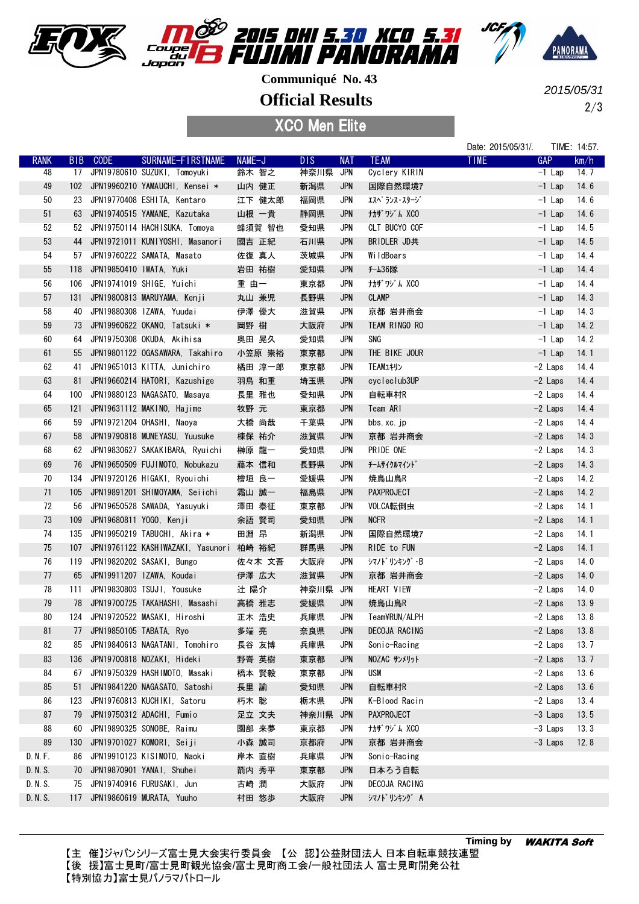# 2015 DHI 5.30 XCO 5.31 FUJIMI PANORAMA

## Communiqué No. 43

## Official Results

2015/05/31

### XCO Men Elite

Date: 2015/05/31/. TIME: 14:57.

| RANK | BIB | CODE | SURNAME-FIRSTNAME | NAME-J | DIS | NAT | TEAM | TIME | GAP | km/h |
|---|---|---|---|---|---|---|---|---|---|---|
| 48 | 17 | JPN19780610 | SUZUKI, Tomoyuki | 鈴木 智之 | 神奈川県 | JPN | Cyclery KIRIN | | -1 Lap | 14.7 |
| 49 | 102 | JPN19960210 | YAMAUCHI, Kensei * | 山内 健正 | 新潟県 | JPN | 国際自然環境ｱ | | -1 Lap | 14.6 |
| 50 | 23 | JPN19770408 | ESHITA, Kentaro | 江下 健太郎 | 福岡県 | JPN | ｴｽﾍﾟﾗﾝｽ･ｽﾃｰｼﾞ | | -1 Lap | 14.6 |
| 51 | 63 | JPN19740515 | YAMANE, Kazutaka | 山根 一貴 | 静岡県 | JPN | ﾅｶｻﾞﾜｼﾞﾑ XCO | | -1 Lap | 14.6 |
| 52 | 52 | JPN19750114 | HACHISUKA, Tomoya | 蜂須賀 智也 | 愛知県 | JPN | CLT BUCYO COF | | -1 Lap | 14.5 |
| 53 | 44 | JPN19721011 | KUNIYOSHI, Masanori | 國吉 正紀 | 石川県 | JPN | BRIDLER JD共 | | -1 Lap | 14.5 |
| 54 | 57 | JPN19760222 | SAMATA, Masato | 佐俣 真人 | 茨城県 | JPN | WildBoars | | -1 Lap | 14.4 |
| 55 | 118 | JPN19850410 | IWATA, Yuki | 岩田 祐樹 | 愛知県 | JPN | ﾁｰﾑ36隊 | | -1 Lap | 14.4 |
| 56 | 106 | JPN19741019 | SHIGE, Yuichi | 重 由一 | 東京都 | JPN | ﾅｶｻﾞﾜｼﾞﾑ XCO | | -1 Lap | 14.4 |
| 57 | 131 | JPN19800813 | MARUYAMA, Kenji | 丸山 兼児 | 長野県 | JPN | CLAMP | | -1 Lap | 14.3 |
| 58 | 40 | JPN19880308 | IZAWA, Yuudai | 伊澤 優大 | 滋賀県 | JPN | 京都 岩井商会 | | -1 Lap | 14.3 |
| 59 | 73 | JPN19960622 | OKANO, Tatsuki * | 岡野 樹 | 大阪府 | JPN | TEAM RINGO RO | | -1 Lap | 14.2 |
| 60 | 64 | JPN19750308 | OKUDA, Akihisa | 奥田 晃久 | 愛知県 | JPN | SNG | | -1 Lap | 14.2 |
| 61 | 55 | JPN19801122 | OGASAWARA, Takahiro | 小笠原 崇裕 | 東京都 | JPN | THE BIKE JOUR | | -1 Lap | 14.1 |
| 62 | 41 | JPN19651013 | KITTA, Junichiro | 橘田 淳一郎 | 東京都 | JPN | TEAMﾕｷﾘﾝ | | -2 Laps | 14.4 |
| 63 | 81 | JPN19660214 | HATORI, Kazushige | 羽鳥 和重 | 埼玉県 | JPN | cycleclub3UP | | -2 Laps | 14.4 |
| 64 | 100 | JPN19880123 | NAGASATO, Masaya | 長里 雅也 | 愛知県 | JPN | 自転車村R | | -2 Laps | 14.4 |
| 65 | 121 | JPN19631112 | MAKINO, Hajime | 牧野 元 | 東京都 | JPN | Team ARI | | -2 Laps | 14.4 |
| 66 | 59 | JPN19721204 | OHASHI, Naoya | 大橋 尚哉 | 千葉県 | JPN | bbs.xc.jp | | -2 Laps | 14.4 |
| 67 | 58 | JPN19790818 | MUNEYASU, Yuusuke | 棟保 祐介 | 滋賀県 | JPN | 京都 岩井商会 | | -2 Laps | 14.3 |
| 68 | 62 | JPN19830627 | SAKAKIBARA, Ryuichi | 榊原 龍一 | 愛知県 | JPN | PRIDE ONE | | -2 Laps | 14.3 |
| 69 | 76 | JPN19650509 | FUJIMOTO, Nobukazu | 藤本 信和 | 長野県 | JPN | ﾁｰﾑｻｲｸﾙﾏｲﾝﾄﾞ | | -2 Laps | 14.3 |
| 70 | 134 | JPN19720126 | HIGAKI, Ryouichi | 檜垣 良一 | 愛媛県 | JPN | 焼鳥山鳥R | | -2 Laps | 14.2 |
| 71 | 105 | JPN19891201 | SHIMOYAMA, Seiichi | 霜山 誠一 | 福島県 | JPN | PAXPROJECT | | -2 Laps | 14.2 |
| 72 | 56 | JPN19650528 | SAWADA, Yasuyuki | 澤田 泰征 | 東京都 | JPN | VOLCA転倒虫 | | -2 Laps | 14.1 |
| 73 | 109 | JPN19680811 | YOGO, Kenji | 余語 賢司 | 愛知県 | JPN | NCFR | | -2 Laps | 14.1 |
| 74 | 135 | JPN19950219 | TABUCHI, Akira * | 田淵 昂 | 新潟県 | JPN | 国際自然環境ｱ | | -2 Laps | 14.1 |
| 75 | 107 | JPN19761122 | KASHIWAZAKI, Yasunori | 柏崎 裕紀 | 群馬県 | JPN | RIDE to FUN | | -2 Laps | 14.1 |
| 76 | 119 | JPN19820202 | SASAKI, Bungo | 佐々木 文吾 | 大阪府 | JPN | ｼﾏﾉﾄﾞﾘﾝｷﾝｸﾞ-B | | -2 Laps | 14.0 |
| 77 | 65 | JPN19911207 | IZAWA, Koudai | 伊澤 広大 | 滋賀県 | JPN | 京都 岩井商会 | | -2 Laps | 14.0 |
| 78 | 111 | JPN19830803 | TSUJI, Yousuke | 辻 陽介 | 神奈川県 | JPN | HEART VIEW | | -2 Laps | 14.0 |
| 79 | 78 | JPN19700725 | TAKAHASHI, Masashi | 高橋 雅志 | 愛媛県 | JPN | 焼鳥山鳥R | | -2 Laps | 13.9 |
| 80 | 124 | JPN19720522 | MASAKI, Hiroshi | 正木 浩史 | 兵庫県 | JPN | Team¥RUN/ALPH | | -2 Laps | 13.8 |
| 81 | 77 | JPN19850105 | TABATA, Ryo | 多端 亮 | 奈良県 | JPN | DECOJA RACING | | -2 Laps | 13.8 |
| 82 | 85 | JPN19840613 | NAGATANI, Tomohiro | 長谷 友博 | 兵庫県 | JPN | Sonic-Racing | | -2 Laps | 13.7 |
| 83 | 136 | JPN19700818 | NOZAKI, Hideki | 野嵜 英樹 | 東京都 | JPN | NOZAC ｻﾝﾒﾘｯﾄ | | -2 Laps | 13.7 |
| 84 | 67 | JPN19750329 | HASHIMOTO, Masaki | 橋本 賢毅 | 東京都 | JPN | USM | | -2 Laps | 13.6 |
| 85 | 51 | JPN19841220 | NAGASATO, Satoshi | 長里 諭 | 愛知県 | JPN | 自転車村R | | -2 Laps | 13.6 |
| 86 | 123 | JPN19760813 | KUCHIKI, Satoru | 朽木 聡 | 栃木県 | JPN | K-Blood Racin | | -2 Laps | 13.4 |
| 87 | 79 | JPN19750312 | ADACHI, Fumio | 足立 文夫 | 神奈川県 | JPN | PAXPROJECT | | -3 Laps | 13.5 |
| 88 | 60 | JPN19890325 | SONOBE, Raimu | 園部 来夢 | 東京都 | JPN | ﾅｶｻﾞﾜｼﾞﾑ XCO | | -3 Laps | 13.3 |
| 89 | 130 | JPN19701027 | KOMORI, Seiji | 小森 誠司 | 京都府 | JPN | 京都 岩井商会 | | -3 Laps | 12.8 |
| D.N.F. | 86 | JPN19910213 | KISIMOTO, Naoki | 岸本 直樹 | 兵庫県 | JPN | Sonic-Racing | | | |
| D.N.S. | 70 | JPN19870901 | YANAI, Shuhei | 箭内 秀平 | 東京都 | JPN | 日本ろう自転 | | | |
| D.N.S. | 75 | JPN19740916 | FURUSAKI, Jun | 古崎 潤 | 大阪府 | JPN | DECOJA RACING | | | |
| D.N.S. | 117 | JPN19860619 | MURATA, Yuuho | 村田 悠歩 | 大阪府 | JPN | ｼﾏﾉﾄﾞﾘﾝｷﾝｸﾞ A | | | |

Timing by WAKITA Soft

【主 催】ジャパンシリーズ富士見大会実行委員会 【公 認】公益財団法人 日本自転車競技連盟
【後 援】富士見町/富士見町観光協会/富士見町商工会/一般社団法人 富士見町開発公社
【特別協力】富士見パノラマパトロール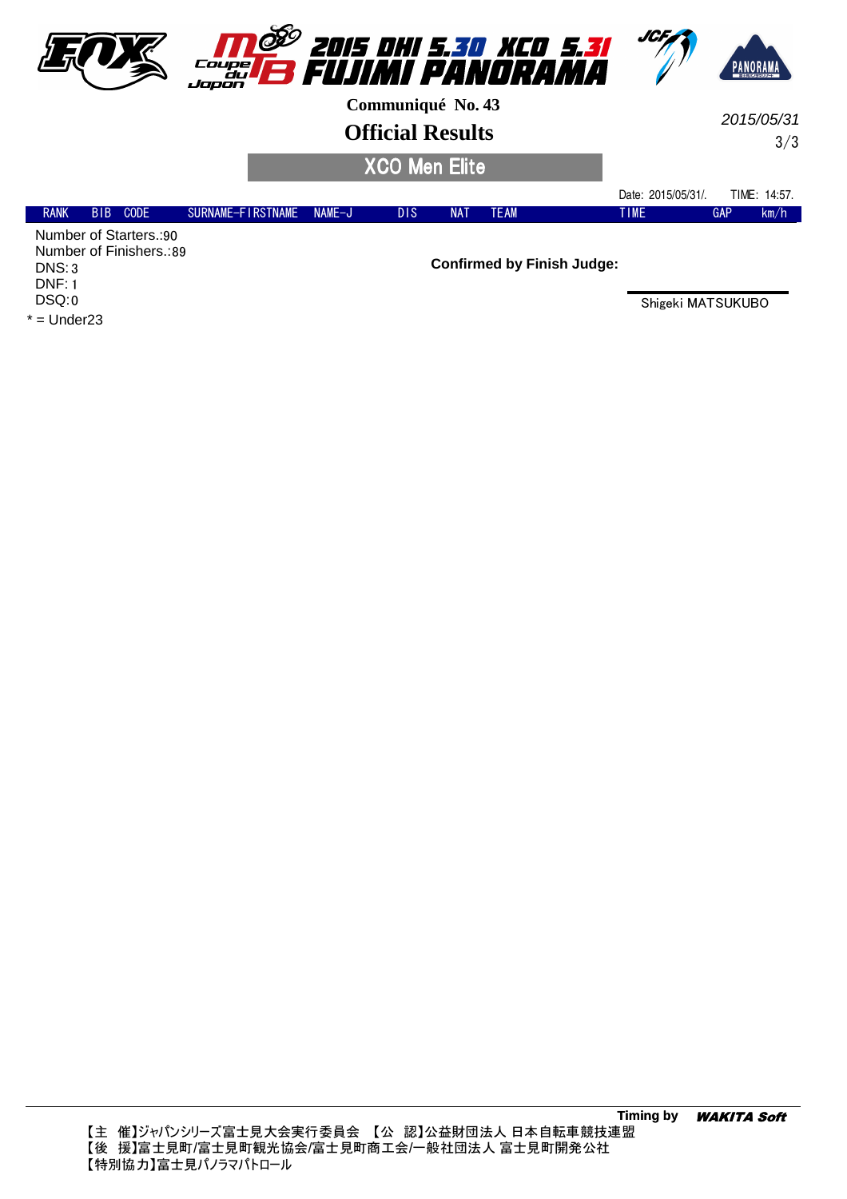2015 DHI 5.30 XCO 5.31 FUJIMI PANORAMA

**Communiqué No. 43**

## Official Results

2015/05/31

### XCO Men Elite

Date: 2015/05/31/. TIME: 14:57.

| RANK | BIB | CODE | SURNAME-FIRSTNAME | NAME-J | DIS | NAT | TEAM | TIME | GAP | km/h |
|---|---|---|---|---|---|---|---|---|---|---|

Number of Starters.:90
Number of Finishers.:89
DNS:3
DNF:1
DSQ:0
* = Under23

**Confirmed by Finish Judge:**

Shigeki MATSUKUBO

Timing by *WAKITA Soft*

【主 催】ジャパンシリーズ富士見大会実行委員会 【公 認】公益財団法人 日本自転車競技連盟
【後 援】富士見町/富士見町観光協会/富士見町商工会/一般社団法人 富士見町開発公社
【特別協力】富士見パノラマパトロール